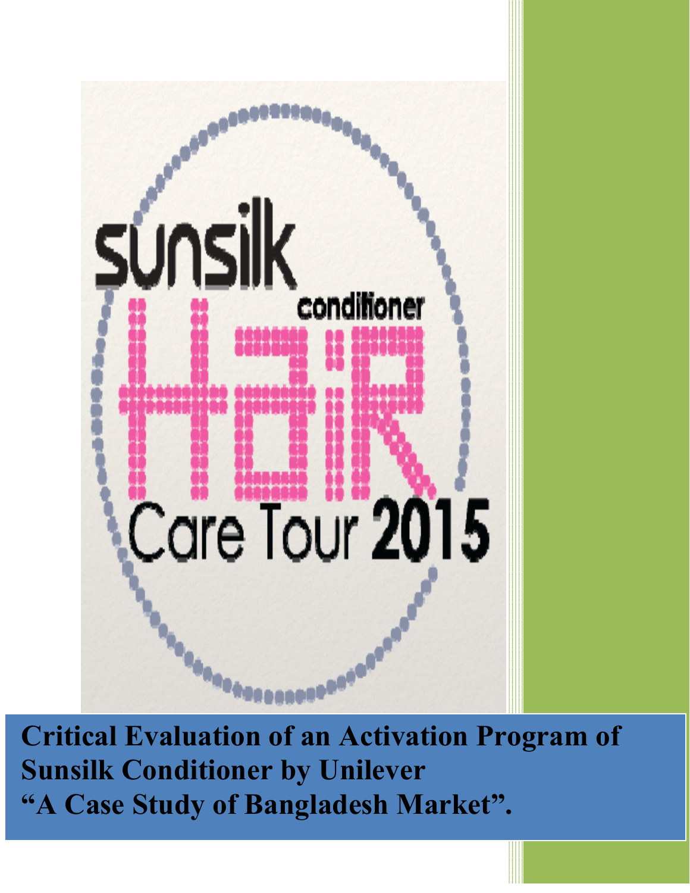sunsilk conditioner

HaiR Care Tour 2015

**Critical Evaluation of an Activation Program of Sunsilk Conditioner by Unilever**
**"A Case Study of Bangladesh Market".**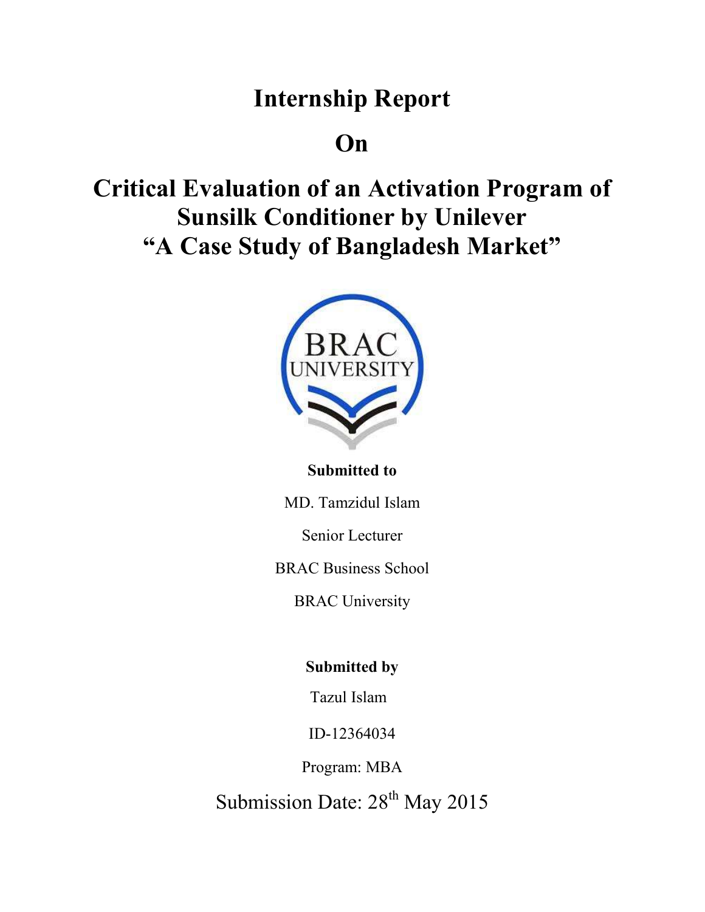# Internship Report

# On

# Critical Evaluation of an Activation Program of Sunsilk Conditioner by Unilever "A Case Study of Bangladesh Market"

**Submitted to**

MD. Tamzidul Islam

Senior Lecturer

BRAC Business School

BRAC University

**Submitted by**

Tazul Islam

ID-12364034

Program: MBA

Submission Date: 28th May 2015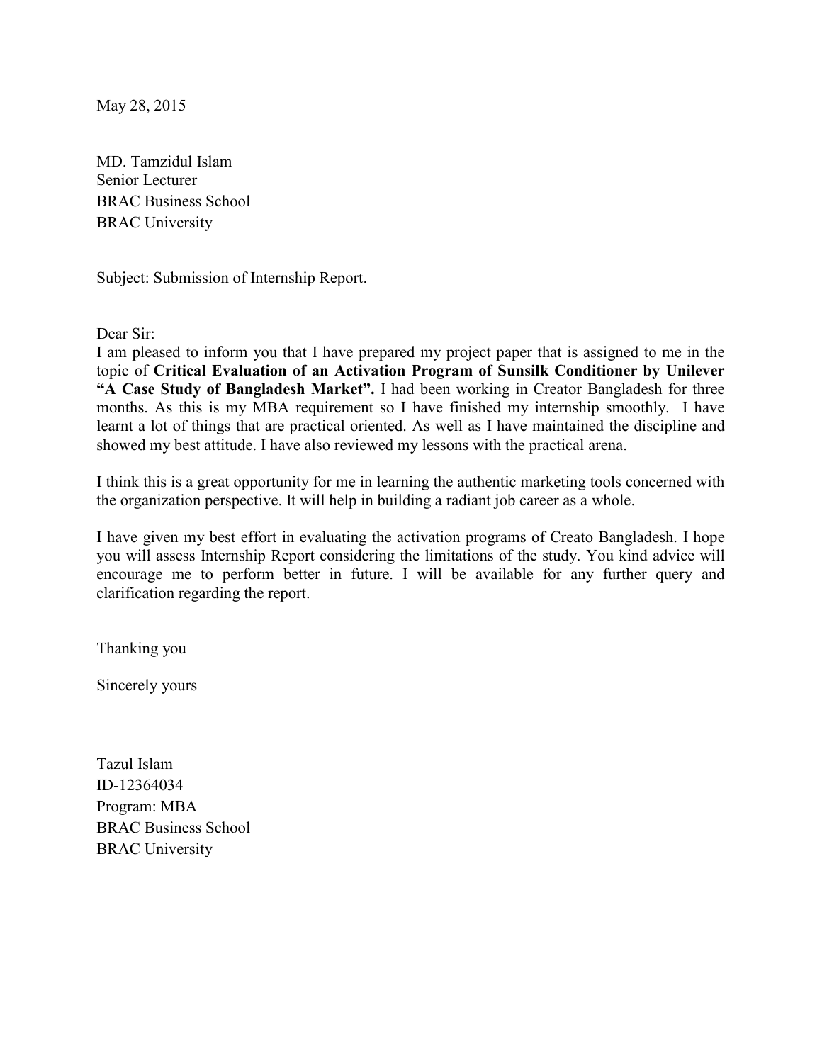May 28, 2015

MD. Tamzidul Islam
Senior Lecturer
BRAC Business School
BRAC University

Subject: Submission of Internship Report.

Dear Sir:
I am pleased to inform you that I have prepared my project paper that is assigned to me in the topic of **Critical Evaluation of an Activation Program of Sunsilk Conditioner by Unilever "A Case Study of Bangladesh Market".** I had been working in Creator Bangladesh for three months. As this is my MBA requirement so I have finished my internship smoothly. I have learnt a lot of things that are practical oriented. As well as I have maintained the discipline and showed my best attitude. I have also reviewed my lessons with the practical arena.

I think this is a great opportunity for me in learning the authentic marketing tools concerned with the organization perspective. It will help in building a radiant job career as a whole.

I have given my best effort in evaluating the activation programs of Creato Bangladesh. I hope you will assess Internship Report considering the limitations of the study. You kind advice will encourage me to perform better in future. I will be available for any further query and clarification regarding the report.

Thanking you

Sincerely yours

Tazul Islam
ID-12364034
Program: MBA
BRAC Business School
BRAC University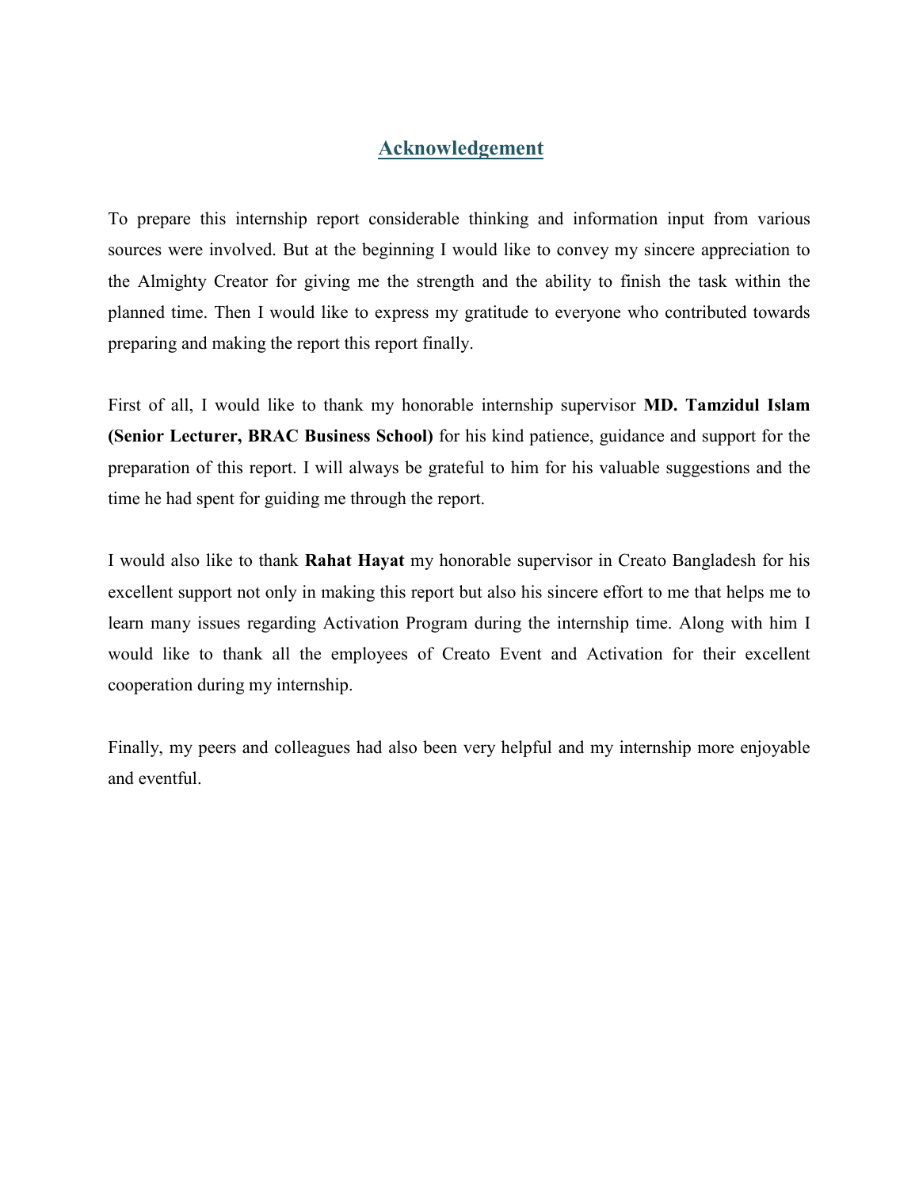# Acknowledgement

To prepare this internship report considerable thinking and information input from various sources were involved. But at the beginning I would like to convey my sincere appreciation to the Almighty Creator for giving me the strength and the ability to finish the task within the planned time. Then I would like to express my gratitude to everyone who contributed towards preparing and making the report this report finally.

First of all, I would like to thank my honorable internship supervisor **MD. Tamzidul Islam (Senior Lecturer, BRAC Business School)** for his kind patience, guidance and support for the preparation of this report. I will always be grateful to him for his valuable suggestions and the time he had spent for guiding me through the report.

I would also like to thank **Rahat Hayat** my honorable supervisor in Creato Bangladesh for his excellent support not only in making this report but also his sincere effort to me that helps me to learn many issues regarding Activation Program during the internship time. Along with him I would like to thank all the employees of Creato Event and Activation for their excellent cooperation during my internship.

Finally, my peers and colleagues had also been very helpful and my internship more enjoyable and eventful.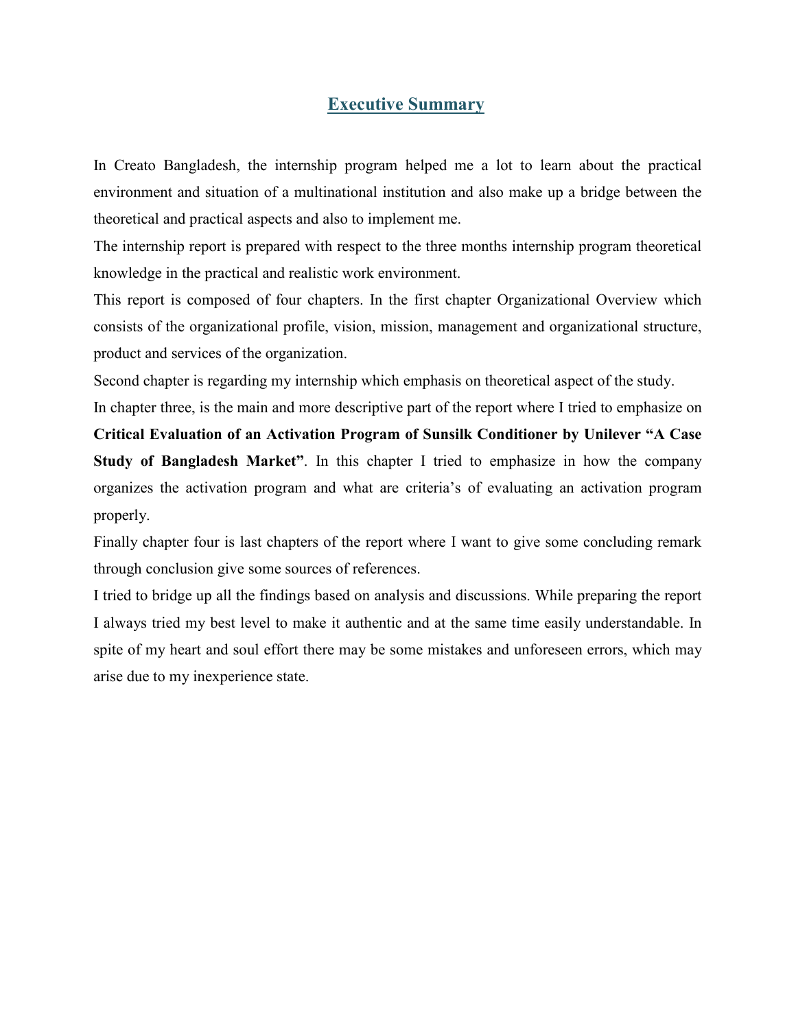# Executive Summary

In Creato Bangladesh, the internship program helped me a lot to learn about the practical environment and situation of a multinational institution and also make up a bridge between the theoretical and practical aspects and also to implement me.

The internship report is prepared with respect to the three months internship program theoretical knowledge in the practical and realistic work environment.

This report is composed of four chapters. In the first chapter Organizational Overview which consists of the organizational profile, vision, mission, management and organizational structure, product and services of the organization.

Second chapter is regarding my internship which emphasis on theoretical aspect of the study.

In chapter three, is the main and more descriptive part of the report where I tried to emphasize on **Critical Evaluation of an Activation Program of Sunsilk Conditioner by Unilever "A Case Study of Bangladesh Market"**. In this chapter I tried to emphasize in how the company organizes the activation program and what are criteria's of evaluating an activation program properly.

Finally chapter four is last chapters of the report where I want to give some concluding remark through conclusion give some sources of references.

I tried to bridge up all the findings based on analysis and discussions. While preparing the report I always tried my best level to make it authentic and at the same time easily understandable. In spite of my heart and soul effort there may be some mistakes and unforeseen errors, which may arise due to my inexperience state.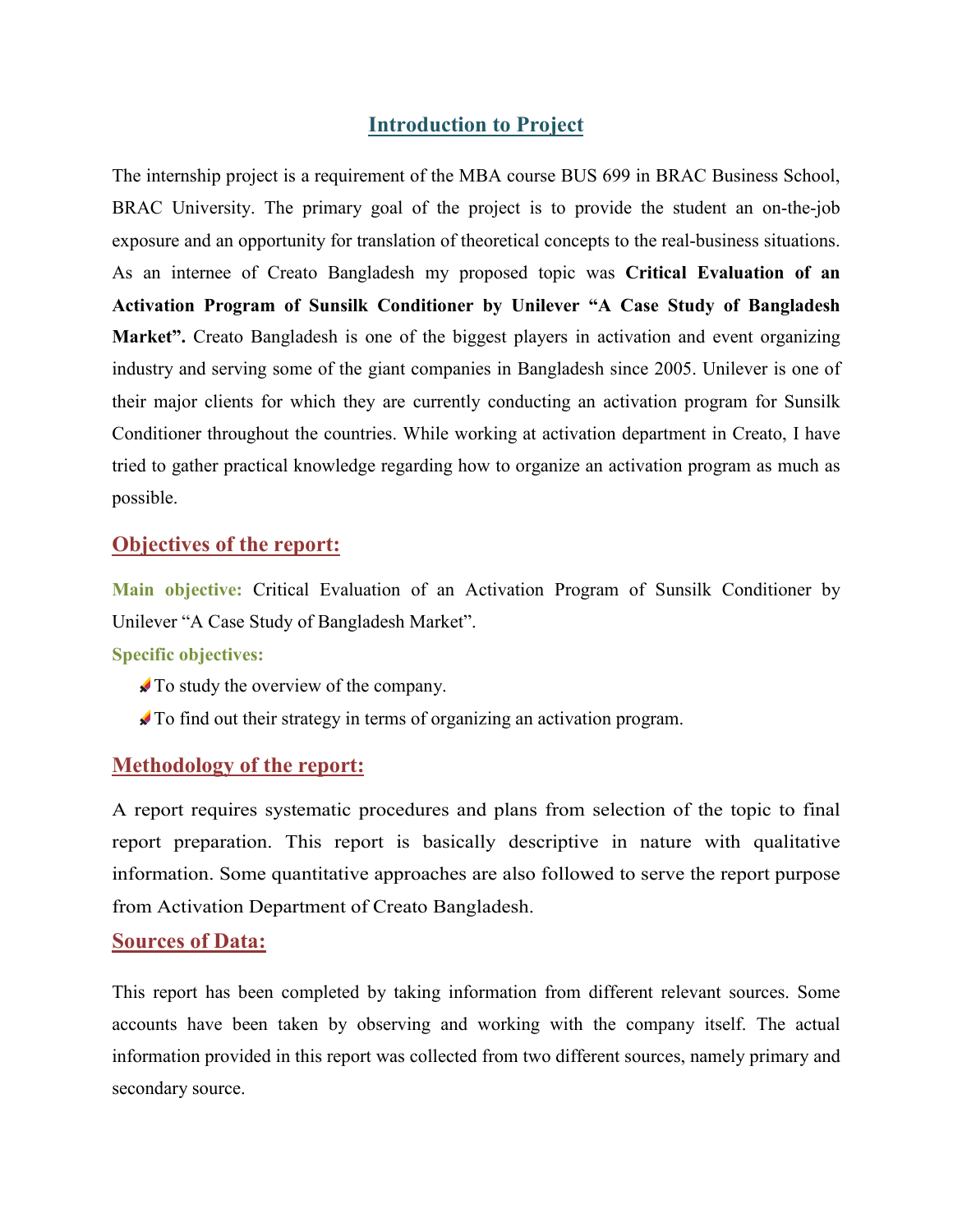## Introduction to Project

The internship project is a requirement of the MBA course BUS 699 in BRAC Business School, BRAC University. The primary goal of the project is to provide the student an on-the-job exposure and an opportunity for translation of theoretical concepts to the real-business situations. As an internee of Creato Bangladesh my proposed topic was **Critical Evaluation of an Activation Program of Sunsilk Conditioner by Unilever "A Case Study of Bangladesh Market".** Creato Bangladesh is one of the biggest players in activation and event organizing industry and serving some of the giant companies in Bangladesh since 2005. Unilever is one of their major clients for which they are currently conducting an activation program for Sunsilk Conditioner throughout the countries. While working at activation department in Creato, I have tried to gather practical knowledge regarding how to organize an activation program as much as possible.

### Objectives of the report:

**Main objective:** Critical Evaluation of an Activation Program of Sunsilk Conditioner by Unilever "A Case Study of Bangladesh Market".

**Specific objectives:**

- To study the overview of the company.
- To find out their strategy in terms of organizing an activation program.

### Methodology of the report:

A report requires systematic procedures and plans from selection of the topic to final report preparation. This report is basically descriptive in nature with qualitative information. Some quantitative approaches are also followed to serve the report purpose from Activation Department of Creato Bangladesh.

### Sources of Data:

This report has been completed by taking information from different relevant sources. Some accounts have been taken by observing and working with the company itself. The actual information provided in this report was collected from two different sources, namely primary and secondary source.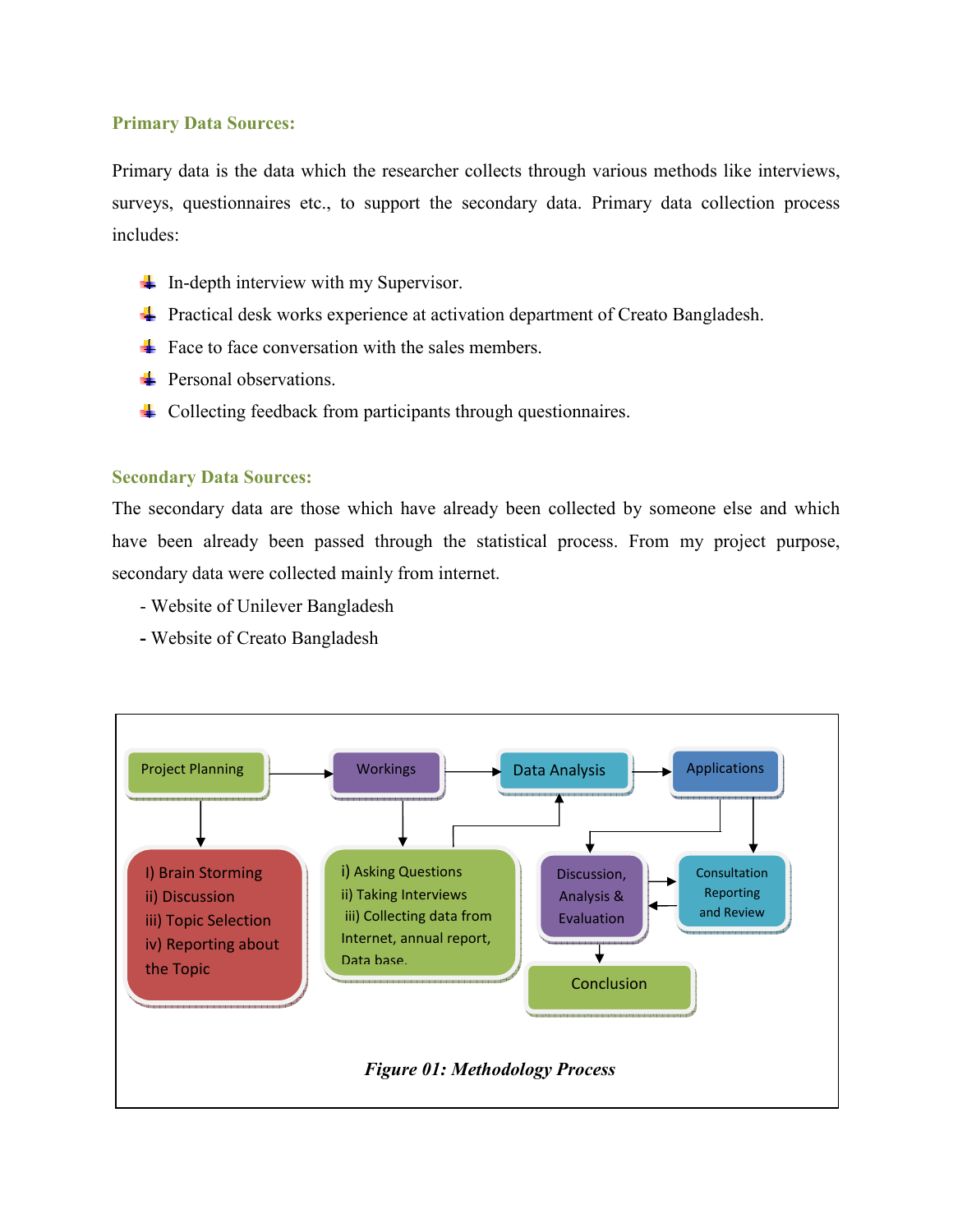### Primary Data Sources:

Primary data is the data which the researcher collects through various methods like interviews, surveys, questionnaires etc., to support the secondary data. Primary data collection process includes:

- In-depth interview with my Supervisor.
- Practical desk works experience at activation department of Creato Bangladesh.
- Face to face conversation with the sales members.
- Personal observations.
- Collecting feedback from participants through questionnaires.

### Secondary Data Sources:

The secondary data are those which have already been collected by someone else and which have been already been passed through the statistical process. From my project purpose, secondary data were collected mainly from internet.

- Website of Unilever Bangladesh
- Website of Creato Bangladesh

Project Planning → Workings → Data Analysis → Applications

Project Planning: I) Brain Storming ii) Discussion iii) Topic Selection iv) Reporting about the Topic

Workings: i) Asking Questions ii) Taking Interviews iii) Collecting data from Internet, annual report, Data base.

Applications → Discussion, Analysis & Evaluation ↔ Consultation Reporting and Review

Discussion, Analysis & Evaluation → Conclusion

*Figure 01: Methodology Process*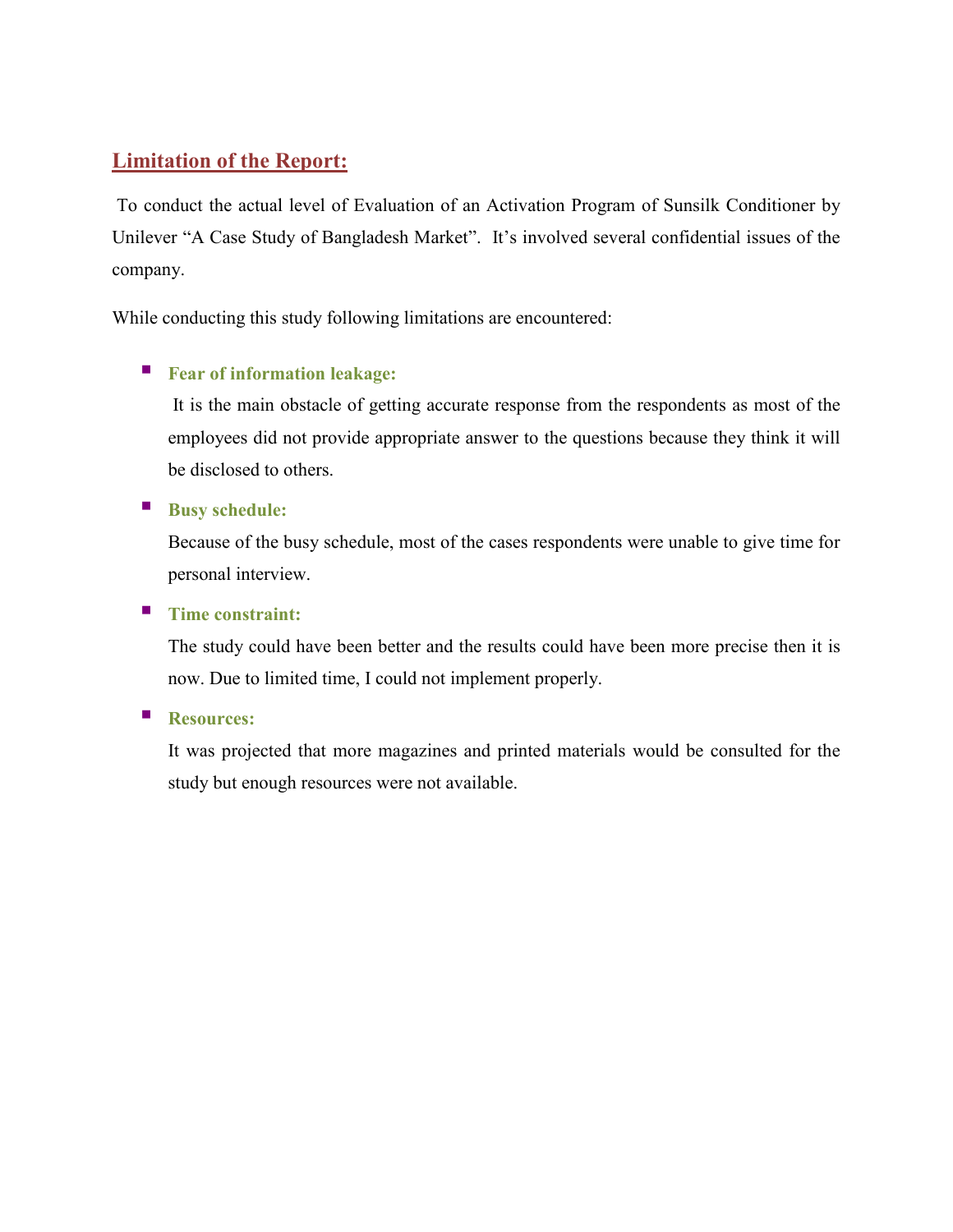## Limitation of the Report:

To conduct the actual level of Evaluation of an Activation Program of Sunsilk Conditioner by Unilever "A Case Study of Bangladesh Market". It's involved several confidential issues of the company.

While conducting this study following limitations are encountered:

- **Fear of information leakage:**

  It is the main obstacle of getting accurate response from the respondents as most of the employees did not provide appropriate answer to the questions because they think it will be disclosed to others.

- **Busy schedule:**

  Because of the busy schedule, most of the cases respondents were unable to give time for personal interview.

- **Time constraint:**

  The study could have been better and the results could have been more precise then it is now. Due to limited time, I could not implement properly.

- **Resources:**

  It was projected that more magazines and printed materials would be consulted for the study but enough resources were not available.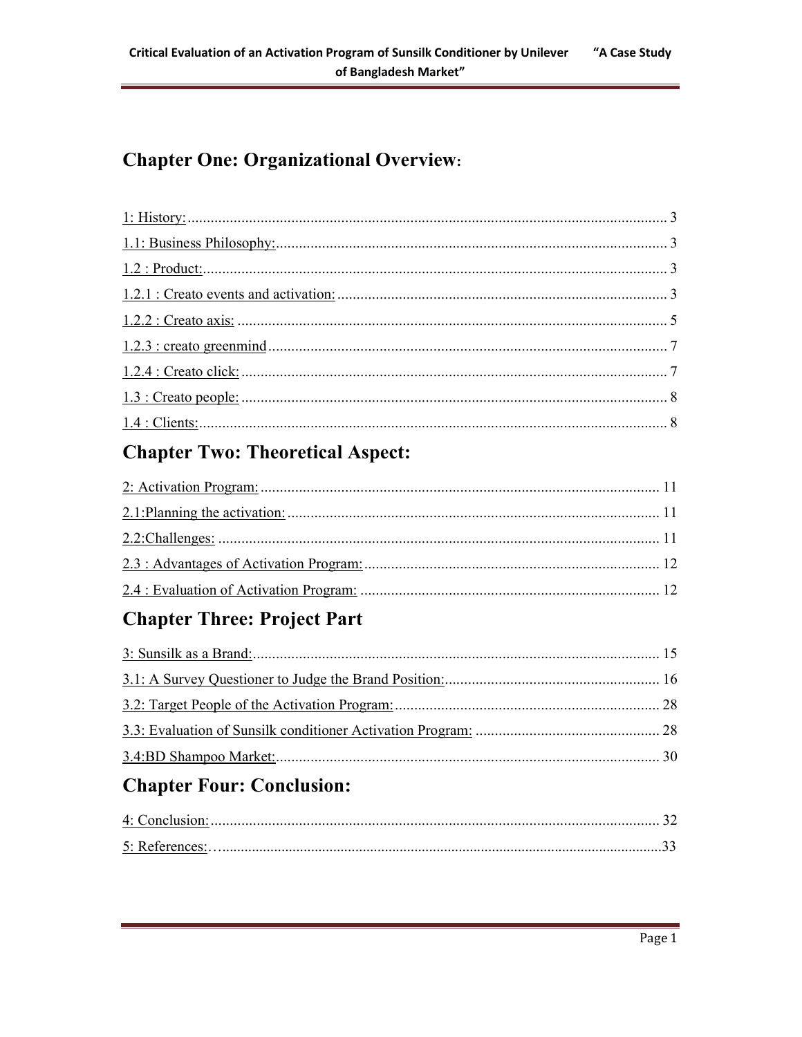## Chapter One: Organizational Overview:

1: History: ........................................................ 3

1.1: Business Philosophy: ........................................................ 3

1.2 : Product: ........................................................ 3

1.2.1 : Creato events and activation: ........................................................ 3

1.2.2 : Creato axis: ........................................................ 5

1.2.3 : creato greenmind ........................................................ 7

1.2.4 : Creato click: ........................................................ 7

1.3 : Creato people: ........................................................ 8

1.4 : Clients: ........................................................ 8

## Chapter Two: Theoretical Aspect:

2: Activation Program: ........................................................ 11

2.1:Planning the activation: ........................................................ 11

2.2:Challenges: ........................................................ 11

2.3 : Advantages of Activation Program: ........................................................ 12

2.4 : Evaluation of Activation Program: ........................................................ 12

## Chapter Three: Project Part

3: Sunsilk as a Brand: ........................................................ 15

3.1: A Survey Questioner to Judge the Brand Position: ........................................................ 16

3.2: Target People of the Activation Program: ........................................................ 28

3.3: Evaluation of Sunsilk conditioner Activation Program: ........................................................ 28

3.4:BD Shampoo Market: ........................................................ 30

## Chapter Four: Conclusion:

4: Conclusion: ........................................................ 32

5: References:… ........................................................ 33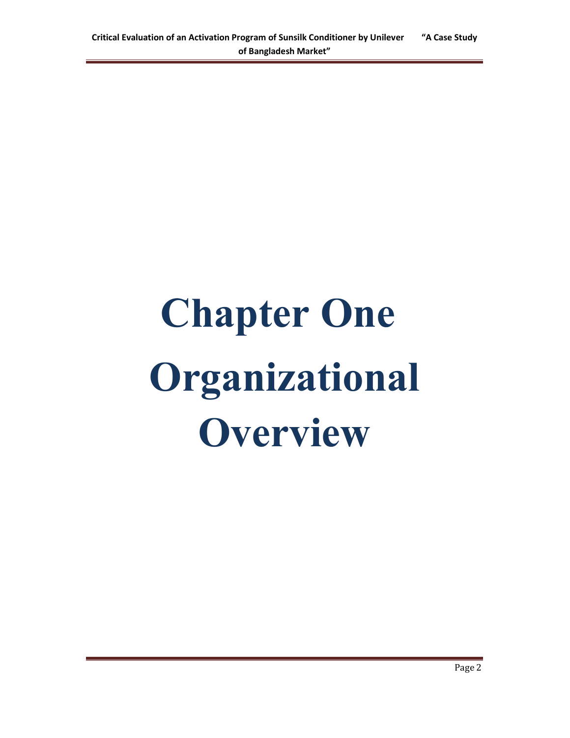# Chapter One Organizational Overview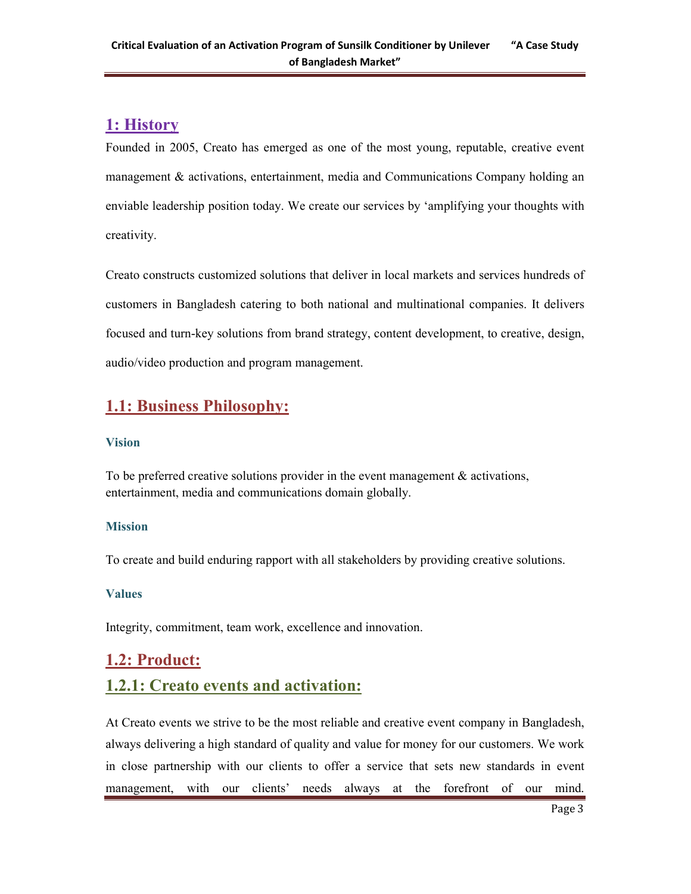## 1: History

Founded in 2005, Creato has emerged as one of the most young, reputable, creative event management & activations, entertainment, media and Communications Company holding an enviable leadership position today. We create our services by 'amplifying your thoughts with creativity.

Creato constructs customized solutions that deliver in local markets and services hundreds of customers in Bangladesh catering to both national and multinational companies. It delivers focused and turn-key solutions from brand strategy, content development, to creative, design, audio/video production and program management.

## 1.1: Business Philosophy:

#### Vision

To be preferred creative solutions provider in the event management & activations, entertainment, media and communications domain globally.

#### Mission

To create and build enduring rapport with all stakeholders by providing creative solutions.

#### Values

Integrity, commitment, team work, excellence and innovation.

## 1.2: Product:

### 1.2.1: Creato events and activation:

At Creato events we strive to be the most reliable and creative event company in Bangladesh, always delivering a high standard of quality and value for money for our customers. We work in close partnership with our clients to offer a service that sets new standards in event management, with our clients' needs always at the forefront of our mind.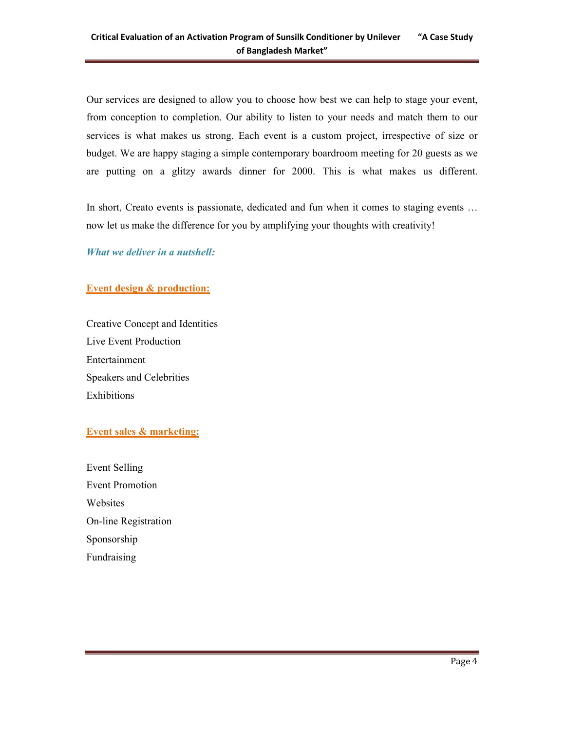Our services are designed to allow you to choose how best we can help to stage your event, from conception to completion. Our ability to listen to your needs and match them to our services is what makes us strong. Each event is a custom project, irrespective of size or budget. We are happy staging a simple contemporary boardroom meeting for 20 guests as we are putting on a glitzy awards dinner for 2000. This is what makes us different.

In short, Creato events is passionate, dedicated and fun when it comes to staging events … now let us make the difference for you by amplifying your thoughts with creativity!

***What we deliver in a nutshell:***

**Event design & production:**

Creative Concept and Identities
Live Event Production
Entertainment
Speakers and Celebrities
Exhibitions

**Event sales & marketing:**

Event Selling
Event Promotion
Websites
On-line Registration
Sponsorship
Fundraising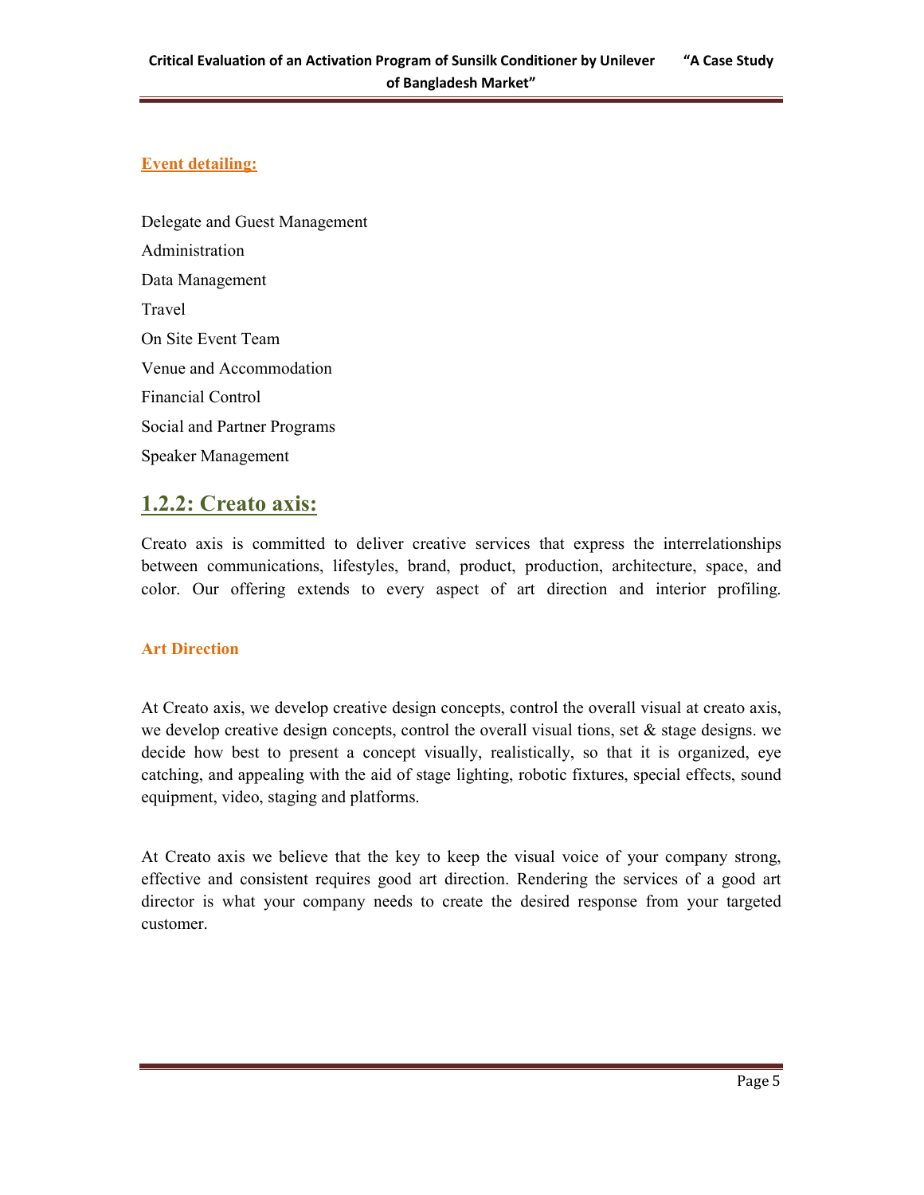**Event detailing:**

Delegate and Guest Management

Administration

Data Management

Travel

On Site Event Team

Venue and Accommodation

Financial Control

Social and Partner Programs

Speaker Management

## 1.2.2: Creato axis:

Creato axis is committed to deliver creative services that express the interrelationships between communications, lifestyles, brand, product, production, architecture, space, and color. Our offering extends to every aspect of art direction and interior profiling.

### Art Direction

At Creato axis, we develop creative design concepts, control the overall visual at creato axis, we develop creative design concepts, control the overall visual tions, set & stage designs. we decide how best to present a concept visually, realistically, so that it is organized, eye catching, and appealing with the aid of stage lighting, robotic fixtures, special effects, sound equipment, video, staging and platforms.

At Creato axis we believe that the key to keep the visual voice of your company strong, effective and consistent requires good art direction. Rendering the services of a good art director is what your company needs to create the desired response from your targeted customer.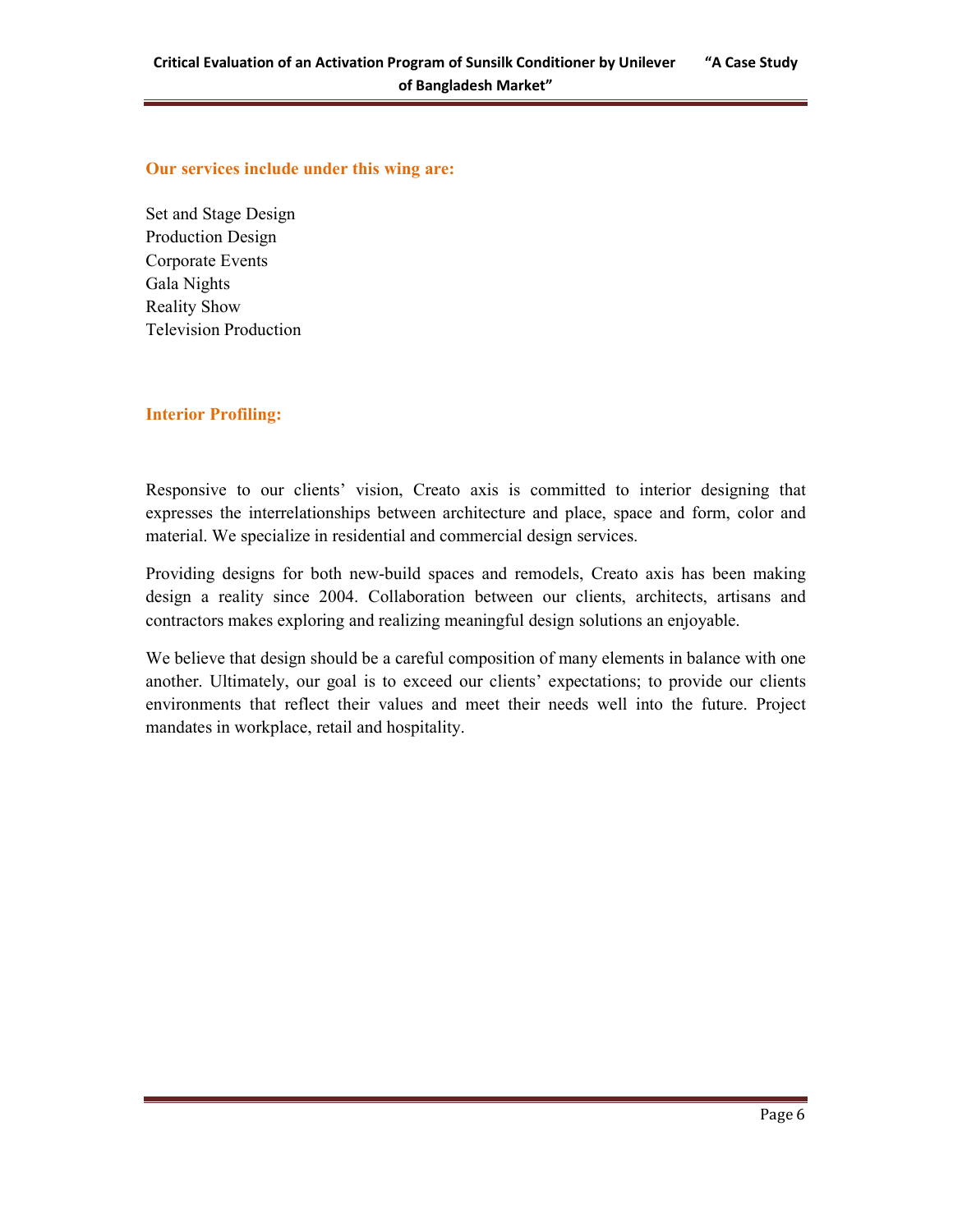**Our services include under this wing are:**

Set and Stage Design
Production Design
Corporate Events
Gala Nights
Reality Show
Television Production

**Interior Profiling:**

Responsive to our clients' vision, Creato axis is committed to interior designing that expresses the interrelationships between architecture and place, space and form, color and material. We specialize in residential and commercial design services.

Providing designs for both new-build spaces and remodels, Creato axis has been making design a reality since 2004. Collaboration between our clients, architects, artisans and contractors makes exploring and realizing meaningful design solutions an enjoyable.

We believe that design should be a careful composition of many elements in balance with one another. Ultimately, our goal is to exceed our clients' expectations; to provide our clients environments that reflect their values and meet their needs well into the future. Project mandates in workplace, retail and hospitality.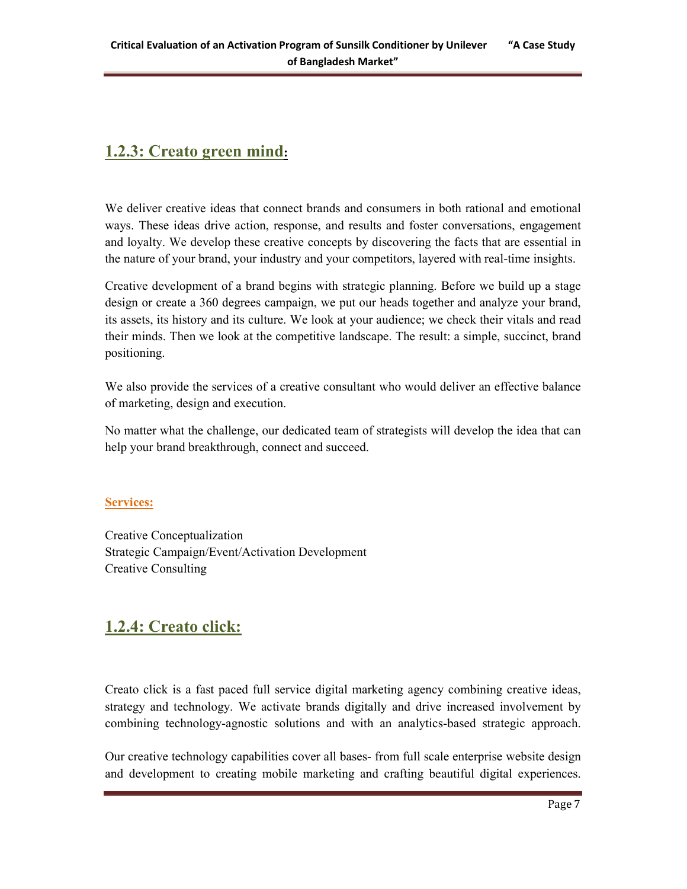## 1.2.3: Creato green mind:

We deliver creative ideas that connect brands and consumers in both rational and emotional ways. These ideas drive action, response, and results and foster conversations, engagement and loyalty. We develop these creative concepts by discovering the facts that are essential in the nature of your brand, your industry and your competitors, layered with real-time insights.

Creative development of a brand begins with strategic planning. Before we build up a stage design or create a 360 degrees campaign, we put our heads together and analyze your brand, its assets, its history and its culture. We look at your audience; we check their vitals and read their minds. Then we look at the competitive landscape. The result: a simple, succinct, brand positioning.

We also provide the services of a creative consultant who would deliver an effective balance of marketing, design and execution.

No matter what the challenge, our dedicated team of strategists will develop the idea that can help your brand breakthrough, connect and succeed.

**Services:**

Creative Conceptualization
Strategic Campaign/Event/Activation Development
Creative Consulting

## 1.2.4: Creato click:

Creato click is a fast paced full service digital marketing agency combining creative ideas, strategy and technology. We activate brands digitally and drive increased involvement by combining technology-agnostic solutions and with an analytics-based strategic approach.

Our creative technology capabilities cover all bases- from full scale enterprise website design and development to creating mobile marketing and crafting beautiful digital experiences.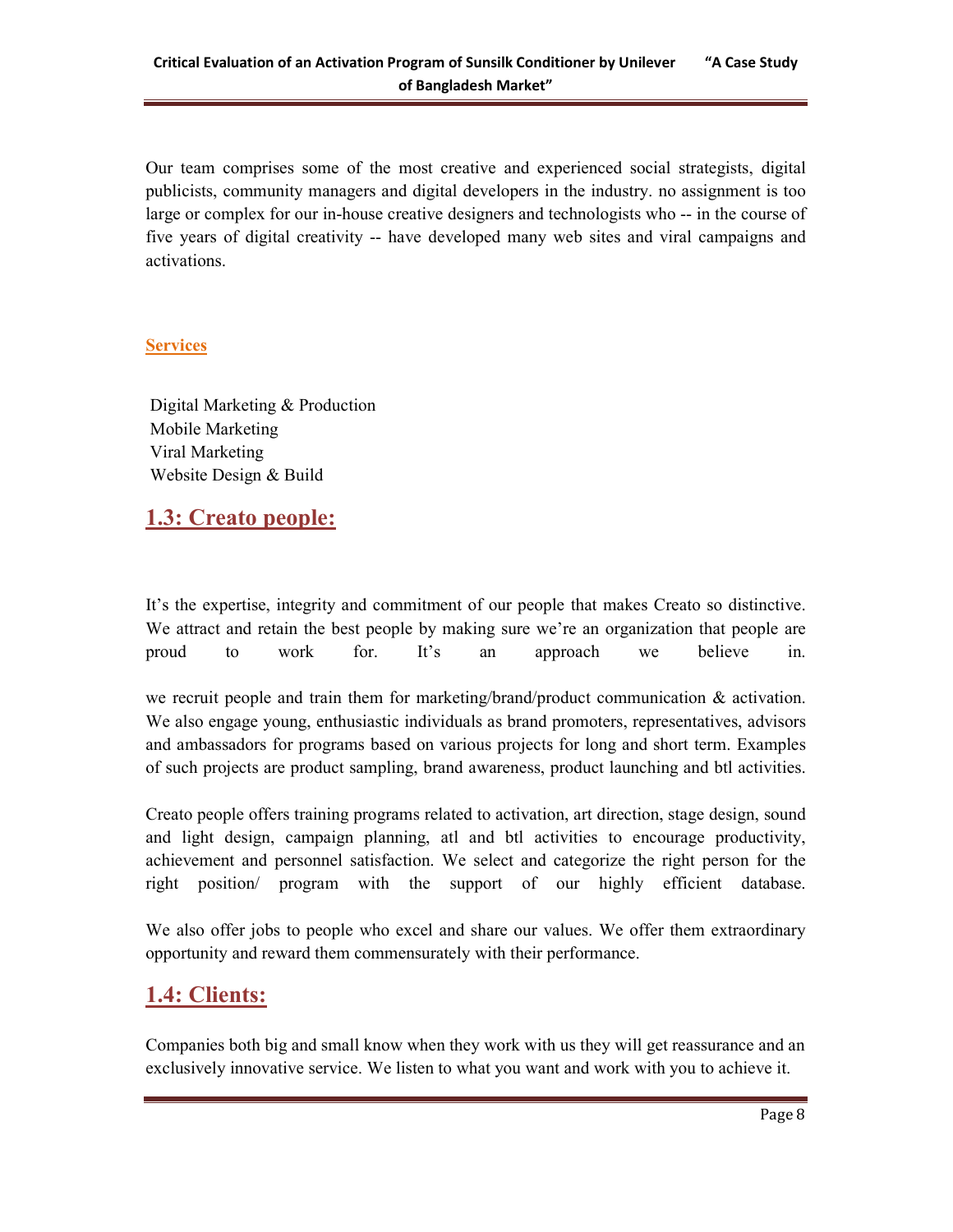Our team comprises some of the most creative and experienced social strategists, digital publicists, community managers and digital developers in the industry. no assignment is too large or complex for our in-house creative designers and technologists who -- in the course of five years of digital creativity -- have developed many web sites and viral campaigns and activations.

**Services**

Digital Marketing & Production
Mobile Marketing
Viral Marketing
Website Design & Build

## 1.3: Creato people:

It's the expertise, integrity and commitment of our people that makes Creato so distinctive. We attract and retain the best people by making sure we're an organization that people are proud to work for. It's an approach we believe in.

we recruit people and train them for marketing/brand/product communication & activation. We also engage young, enthusiastic individuals as brand promoters, representatives, advisors and ambassadors for programs based on various projects for long and short term. Examples of such projects are product sampling, brand awareness, product launching and btl activities.

Creato people offers training programs related to activation, art direction, stage design, sound and light design, campaign planning, atl and btl activities to encourage productivity, achievement and personnel satisfaction. We select and categorize the right person for the right position/ program with the support of our highly efficient database.

We also offer jobs to people who excel and share our values. We offer them extraordinary opportunity and reward them commensurately with their performance.

## 1.4: Clients:

Companies both big and small know when they work with us they will get reassurance and an exclusively innovative service. We listen to what you want and work with you to achieve it.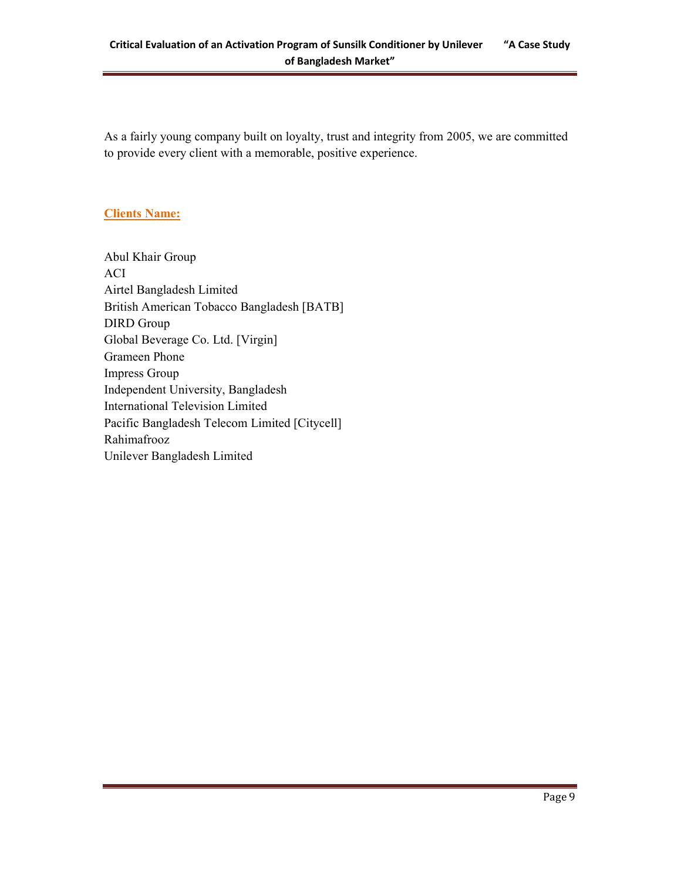As a fairly young company built on loyalty, trust and integrity from 2005, we are committed to provide every client with a memorable, positive experience.

### Clients Name:

Abul Khair Group
ACI
Airtel Bangladesh Limited
British American Tobacco Bangladesh [BATB]
DIRD Group
Global Beverage Co. Ltd. [Virgin]
Grameen Phone
Impress Group
Independent University, Bangladesh
International Television Limited
Pacific Bangladesh Telecom Limited [Citycell]
Rahimafrooz
Unilever Bangladesh Limited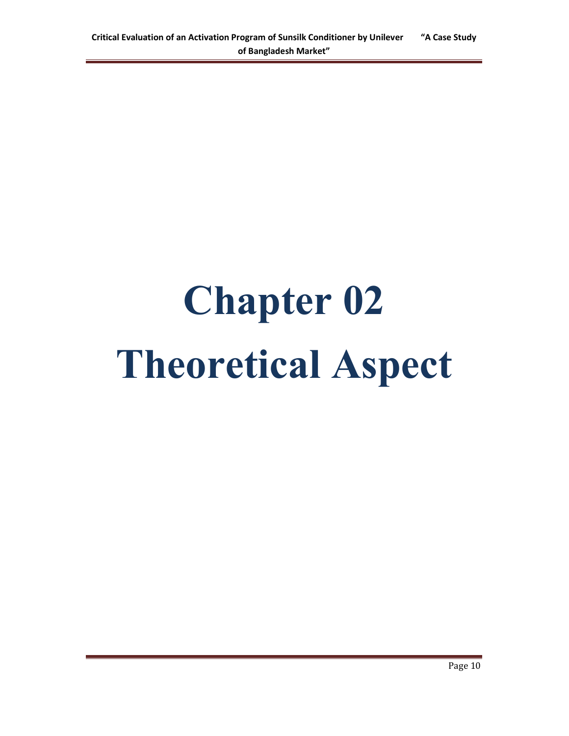# Chapter 02
# Theoretical Aspect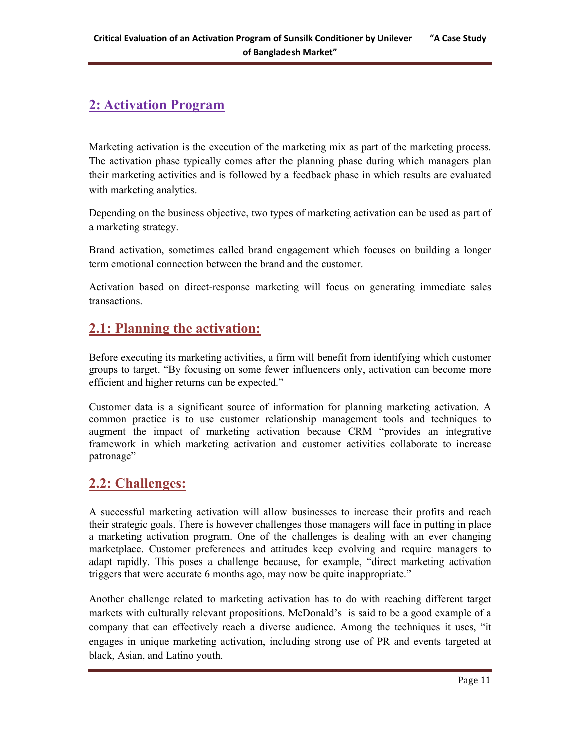## 2: Activation Program

Marketing activation is the execution of the marketing mix as part of the marketing process. The activation phase typically comes after the planning phase during which managers plan their marketing activities and is followed by a feedback phase in which results are evaluated with marketing analytics.

Depending on the business objective, two types of marketing activation can be used as part of a marketing strategy.

Brand activation, sometimes called brand engagement which focuses on building a longer term emotional connection between the brand and the customer.

Activation based on direct-response marketing will focus on generating immediate sales transactions.

## 2.1: Planning the activation:

Before executing its marketing activities, a firm will benefit from identifying which customer groups to target. "By focusing on some fewer influencers only, activation can become more efficient and higher returns can be expected."

Customer data is a significant source of information for planning marketing activation. A common practice is to use customer relationship management tools and techniques to augment the impact of marketing activation because CRM "provides an integrative framework in which marketing activation and customer activities collaborate to increase patronage"

## 2.2: Challenges:

A successful marketing activation will allow businesses to increase their profits and reach their strategic goals. There is however challenges those managers will face in putting in place a marketing activation program. One of the challenges is dealing with an ever changing marketplace. Customer preferences and attitudes keep evolving and require managers to adapt rapidly. This poses a challenge because, for example, "direct marketing activation triggers that were accurate 6 months ago, may now be quite inappropriate."

Another challenge related to marketing activation has to do with reaching different target markets with culturally relevant propositions. McDonald's is said to be a good example of a company that can effectively reach a diverse audience. Among the techniques it uses, "it engages in unique marketing activation, including strong use of PR and events targeted at black, Asian, and Latino youth.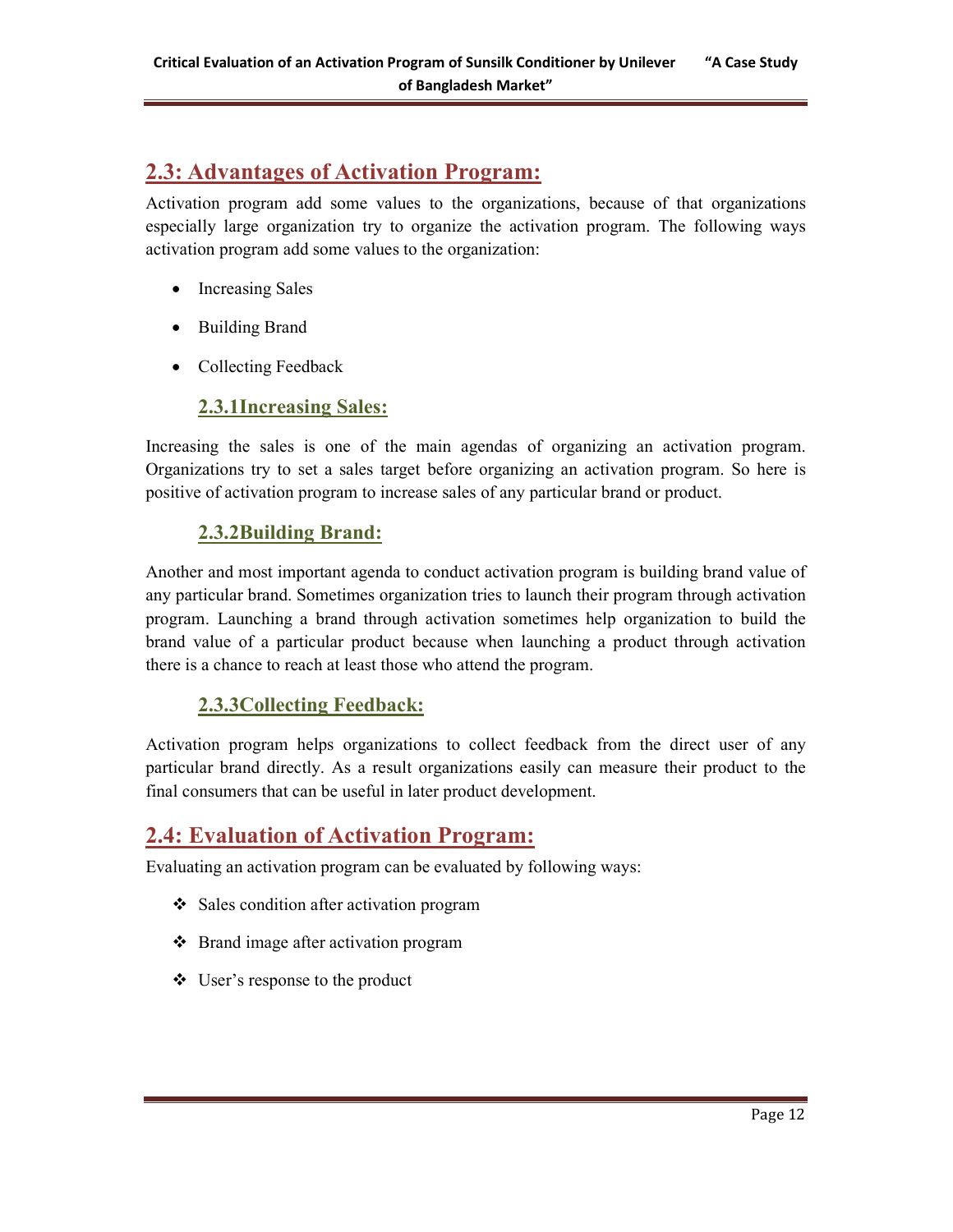## 2.3: Advantages of Activation Program:

Activation program add some values to the organizations, because of that organizations especially large organization try to organize the activation program. The following ways activation program add some values to the organization:

- Increasing Sales
- Building Brand
- Collecting Feedback

### 2.3.1Increasing Sales:

Increasing the sales is one of the main agendas of organizing an activation program. Organizations try to set a sales target before organizing an activation program. So here is positive of activation program to increase sales of any particular brand or product.

### 2.3.2Building Brand:

Another and most important agenda to conduct activation program is building brand value of any particular brand. Sometimes organization tries to launch their program through activation program. Launching a brand through activation sometimes help organization to build the brand value of a particular product because when launching a product through activation there is a chance to reach at least those who attend the program.

### 2.3.3Collecting Feedback:

Activation program helps organizations to collect feedback from the direct user of any particular brand directly. As a result organizations easily can measure their product to the final consumers that can be useful in later product development.

## 2.4: Evaluation of Activation Program:

Evaluating an activation program can be evaluated by following ways:

- ❖ Sales condition after activation program
- ❖ Brand image after activation program
- ❖ User's response to the product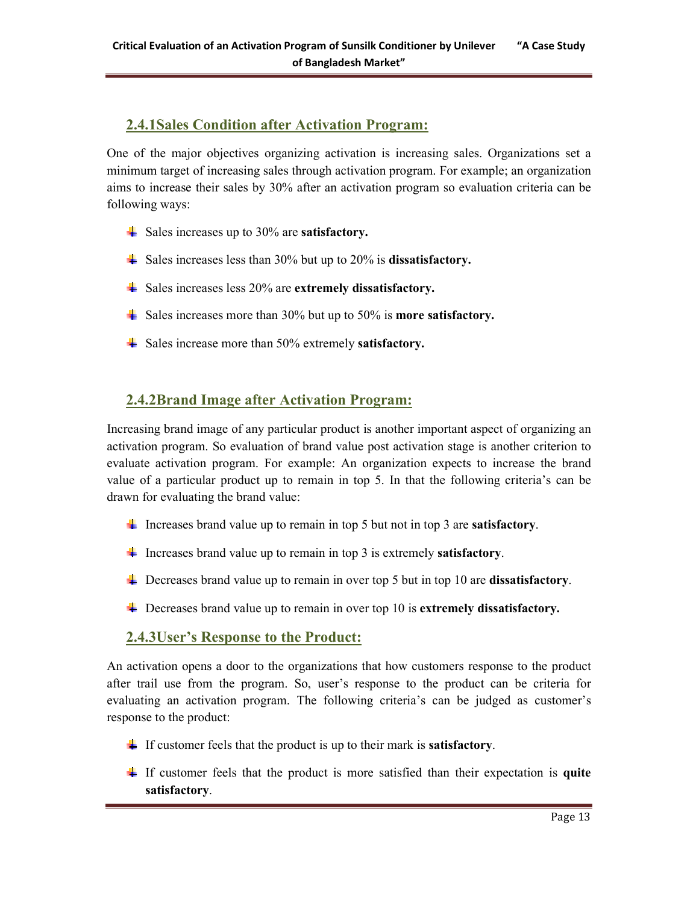### 2.4.1Sales Condition after Activation Program:

One of the major objectives organizing activation is increasing sales. Organizations set a minimum target of increasing sales through activation program. For example; an organization aims to increase their sales by 30% after an activation program so evaluation criteria can be following ways:

- Sales increases up to 30% are **satisfactory.**
- Sales increases less than 30% but up to 20% is **dissatisfactory.**
- Sales increases less 20% are **extremely dissatisfactory.**
- Sales increases more than 30% but up to 50% is **more satisfactory.**
- Sales increase more than 50% extremely **satisfactory.**

### 2.4.2Brand Image after Activation Program:

Increasing brand image of any particular product is another important aspect of organizing an activation program. So evaluation of brand value post activation stage is another criterion to evaluate activation program. For example: An organization expects to increase the brand value of a particular product up to remain in top 5. In that the following criteria's can be drawn for evaluating the brand value:

- Increases brand value up to remain in top 5 but not in top 3 are **satisfactory**.
- Increases brand value up to remain in top 3 is extremely **satisfactory**.
- Decreases brand value up to remain in over top 5 but in top 10 are **dissatisfactory**.
- Decreases brand value up to remain in over top 10 is **extremely dissatisfactory.**

### 2.4.3User's Response to the Product:

An activation opens a door to the organizations that how customers response to the product after trail use from the program. So, user's response to the product can be criteria for evaluating an activation program. The following criteria's can be judged as customer's response to the product:

- If customer feels that the product is up to their mark is **satisfactory**.
- If customer feels that the product is more satisfied than their expectation is **quite satisfactory**.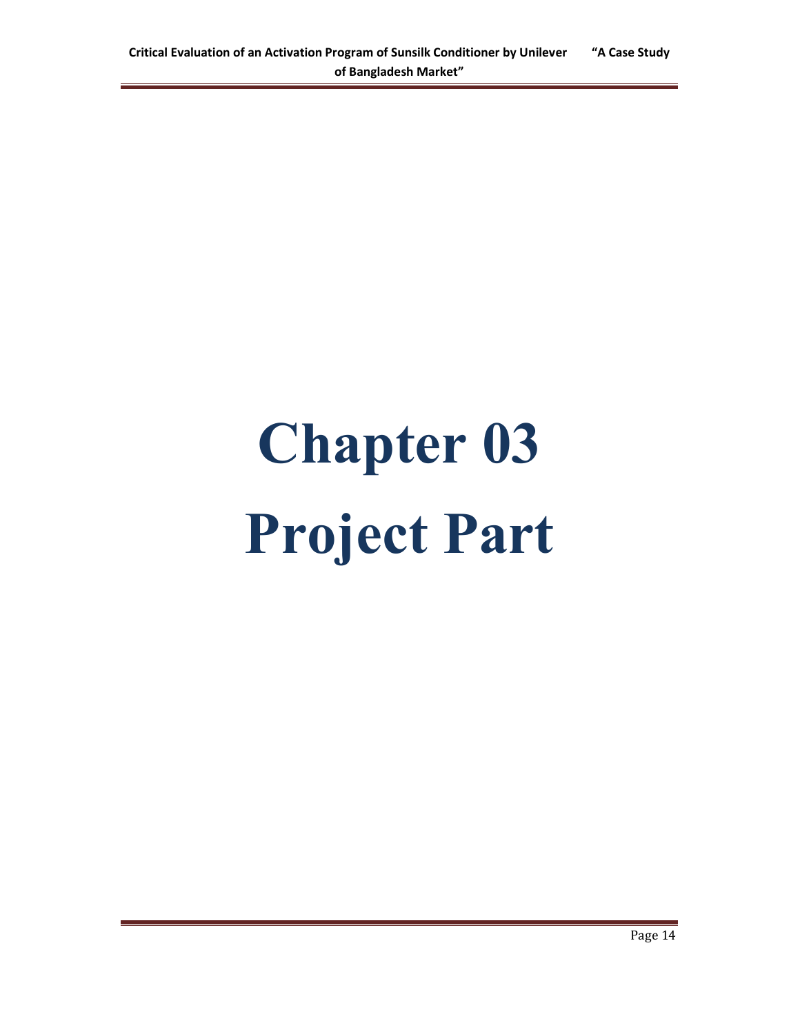# Chapter 03

# Project Part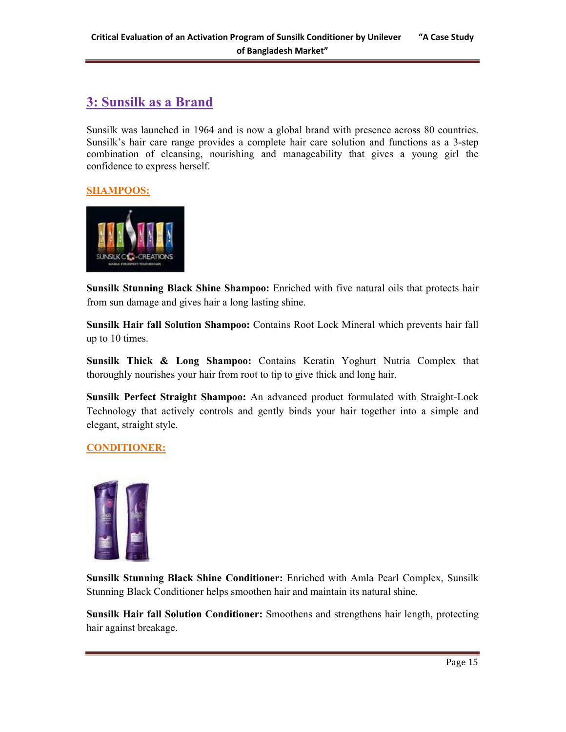## 3: Sunsilk as a Brand

Sunsilk was launched in 1964 and is now a global brand with presence across 80 countries. Sunsilk's hair care range provides a complete hair care solution and functions as a 3-step combination of cleansing, nourishing and manageability that gives a young girl the confidence to express herself.

### SHAMPOOS:

**Sunsilk Stunning Black Shine Shampoo:** Enriched with five natural oils that protects hair from sun damage and gives hair a long lasting shine.

**Sunsilk Hair fall Solution Shampoo:** Contains Root Lock Mineral which prevents hair fall up to 10 times.

**Sunsilk Thick & Long Shampoo:** Contains Keratin Yoghurt Nutria Complex that thoroughly nourishes your hair from root to tip to give thick and long hair.

**Sunsilk Perfect Straight Shampoo:** An advanced product formulated with Straight-Lock Technology that actively controls and gently binds your hair together into a simple and elegant, straight style.

### CONDITIONER:

**Sunsilk Stunning Black Shine Conditioner:** Enriched with Amla Pearl Complex, Sunsilk Stunning Black Conditioner helps smoothen hair and maintain its natural shine.

**Sunsilk Hair fall Solution Conditioner:** Smoothens and strengthens hair length, protecting hair against breakage.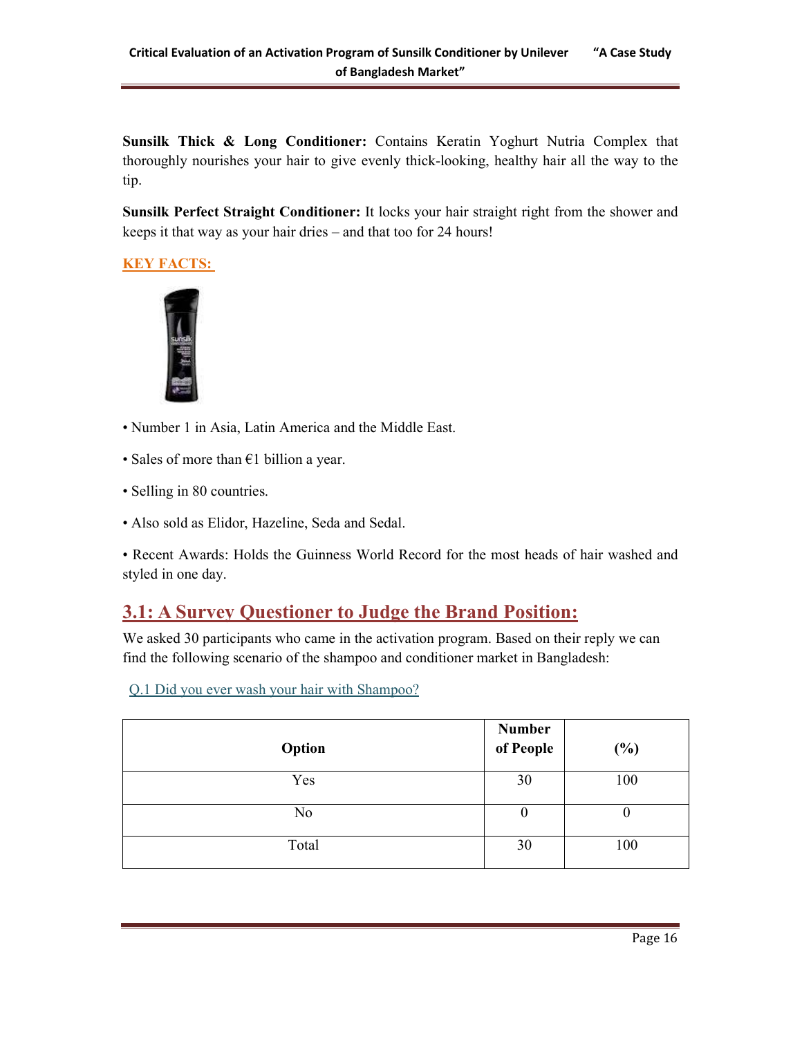**Sunsilk Thick & Long Conditioner:** Contains Keratin Yoghurt Nutria Complex that thoroughly nourishes your hair to give evenly thick-looking, healthy hair all the way to the tip.

**Sunsilk Perfect Straight Conditioner:** It locks your hair straight right from the shower and keeps it that way as your hair dries – and that too for 24 hours!

**KEY FACTS:**

- Number 1 in Asia, Latin America and the Middle East.
- Sales of more than €1 billion a year.
- Selling in 80 countries.
- Also sold as Elidor, Hazeline, Seda and Sedal.
- Recent Awards: Holds the Guinness World Record for the most heads of hair washed and styled in one day.

## 3.1: A Survey Questioner to Judge the Brand Position:

We asked 30 participants who came in the activation program. Based on their reply we can find the following scenario of the shampoo and conditioner market in Bangladesh:

Q.1 Did you ever wash your hair with Shampoo?

| Option | Number of People | (%) |
|---|---|---|
| Yes | 30 | 100 |
| No | 0 | 0 |
| Total | 30 | 100 |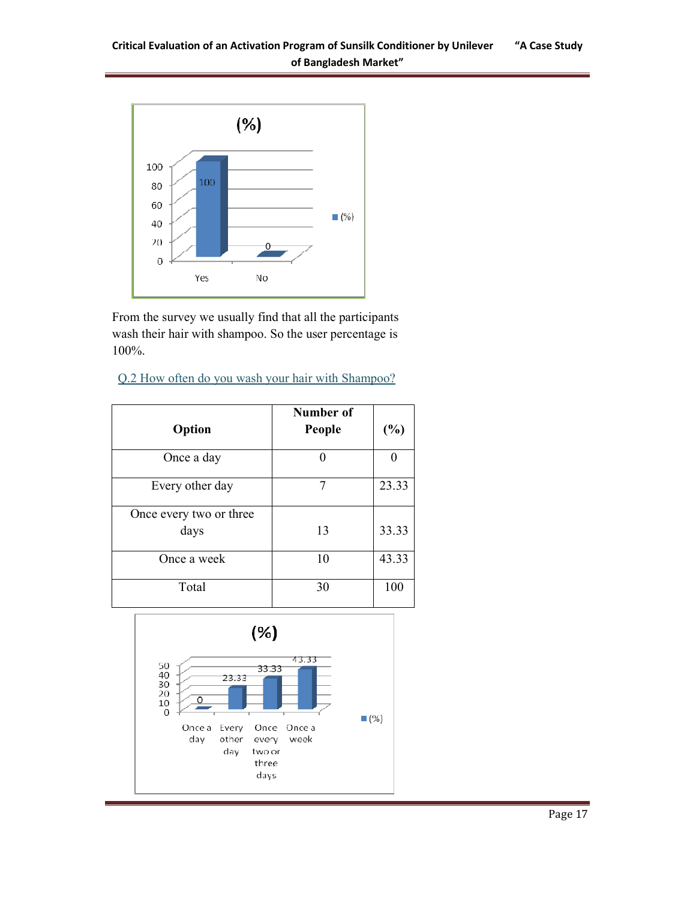From the survey we usually find that all the participants wash their hair with shampoo. So the user percentage is 100%.

Q.2 How often do you wash your hair with Shampoo?

| Option | Number of People | (%) |
|---|---|---|
| Once a day | 0 | 0 |
| Every other day | 7 | 23.33 |
| Once every two or three days | 13 | 33.33 |
| Once a week | 10 | 43.33 |
| Total | 30 | 100 |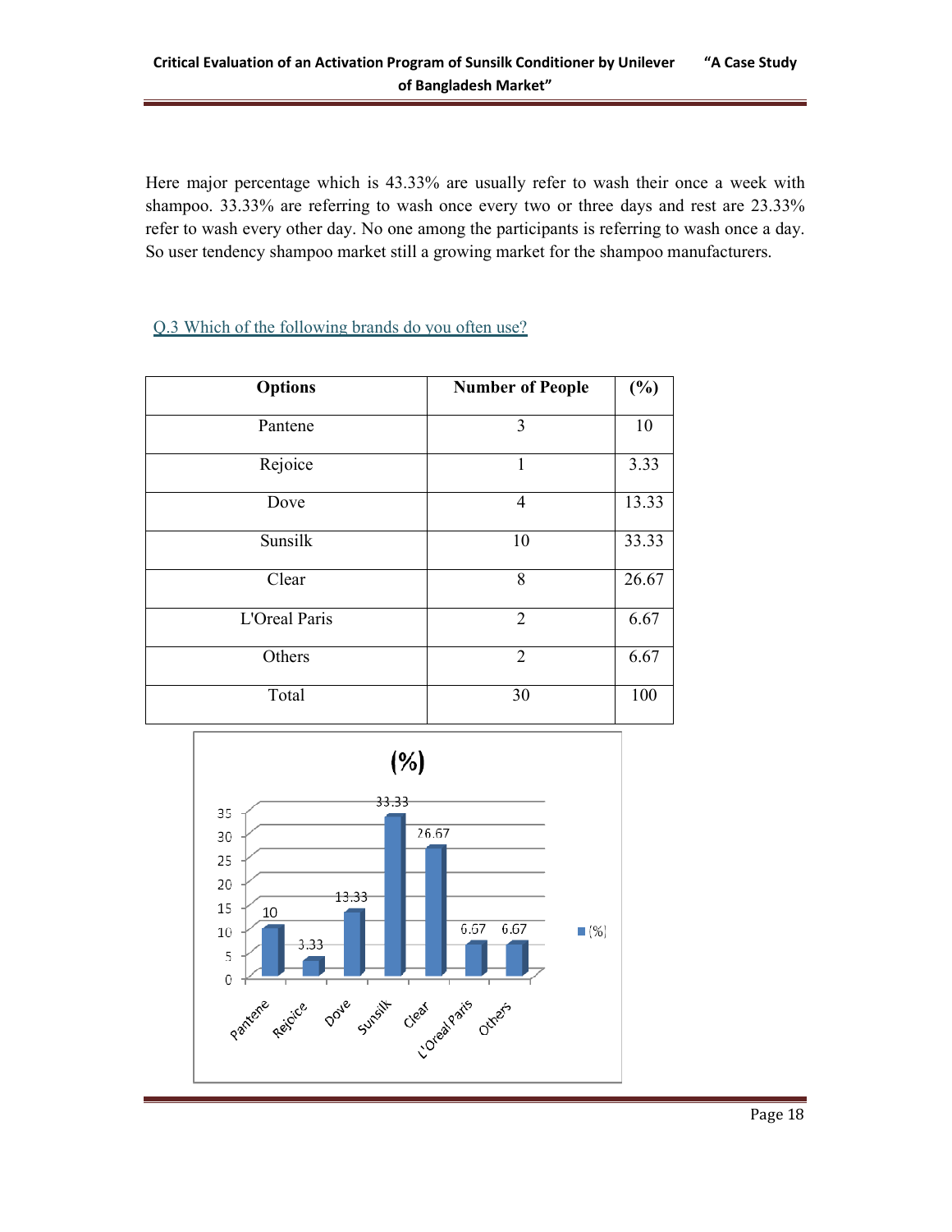Here major percentage which is 43.33% are usually refer to wash their once a week with shampoo. 33.33% are referring to wash once every two or three days and rest are 23.33% refer to wash every other day. No one among the participants is referring to wash once a day. So user tendency shampoo market still a growing market for the shampoo manufacturers.

### Q.3 Which of the following brands do you often use?

| Options | Number of People | (%) |
|---|---|---|
| Pantene | 3 | 10 |
| Rejoice | 1 | 3.33 |
| Dove | 4 | 13.33 |
| Sunsilk | 10 | 33.33 |
| Clear | 8 | 26.67 |
| L'Oreal Paris | 2 | 6.67 |
| Others | 2 | 6.67 |
| Total | 30 | 100 |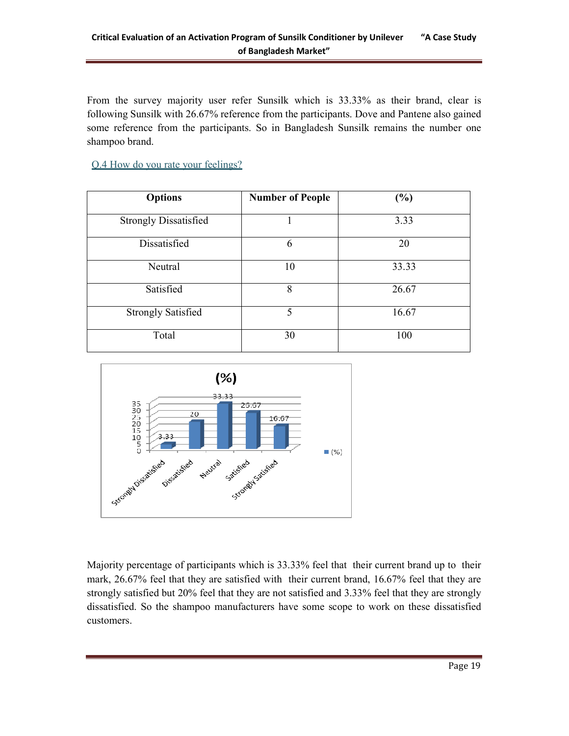From the survey majority user refer Sunsilk which is 33.33% as their brand, clear is following Sunsilk with 26.67% reference from the participants. Dove and Pantene also gained some reference from the participants. So in Bangladesh Sunsilk remains the number one shampoo brand.

Q.4 How do you rate your feelings?

| Options | Number of People | (%) |
|---|---|---|
| Strongly Dissatisfied | 1 | 3.33 |
| Dissatisfied | 6 | 20 |
| Neutral | 10 | 33.33 |
| Satisfied | 8 | 26.67 |
| Strongly Satisfied | 5 | 16.67 |
| Total | 30 | 100 |

Majority percentage of participants which is 33.33% feel that their current brand up to their mark, 26.67% feel that they are satisfied with their current brand, 16.67% feel that they are strongly satisfied but 20% feel that they are not satisfied and 3.33% feel that they are strongly dissatisfied. So the shampoo manufacturers have some scope to work on these dissatisfied customers.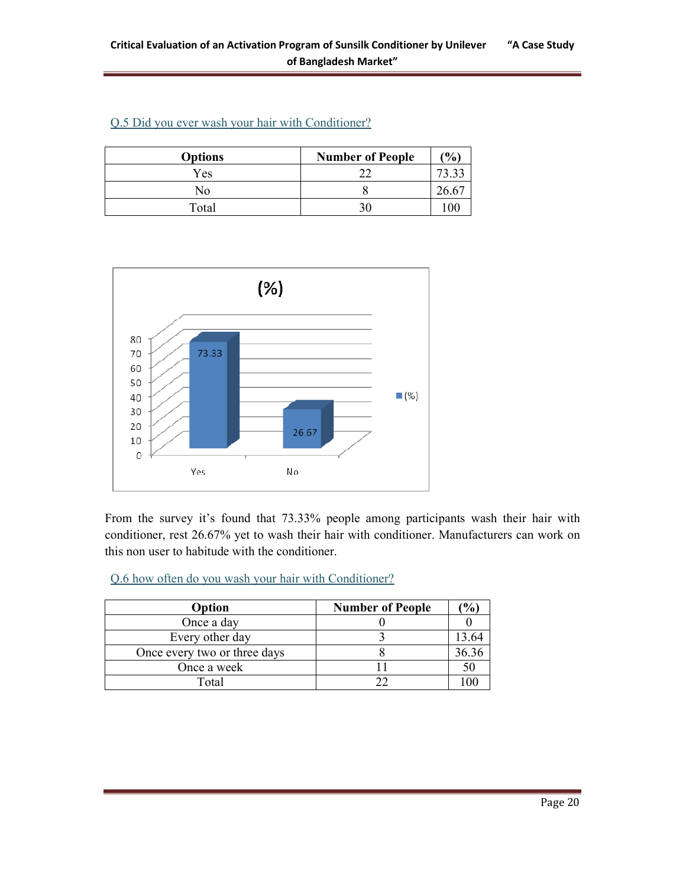Q.5 Did you ever wash your hair with Conditioner?

| Options | Number of People | (%) |
|---|---|---|
| Yes | 22 | 73.33 |
| No | 8 | 26.67 |
| Total | 30 | 100 |

From the survey it's found that 73.33% people among participants wash their hair with conditioner, rest 26.67% yet to wash their hair with conditioner. Manufacturers can work on this non user to habitude with the conditioner.

Q.6 how often do you wash your hair with Conditioner?

| Option | Number of People | (%) |
|---|---|---|
| Once a day | 0 | 0 |
| Every other day | 3 | 13.64 |
| Once every two or three days | 8 | 36.36 |
| Once a week | 11 | 50 |
| Total | 22 | 100 |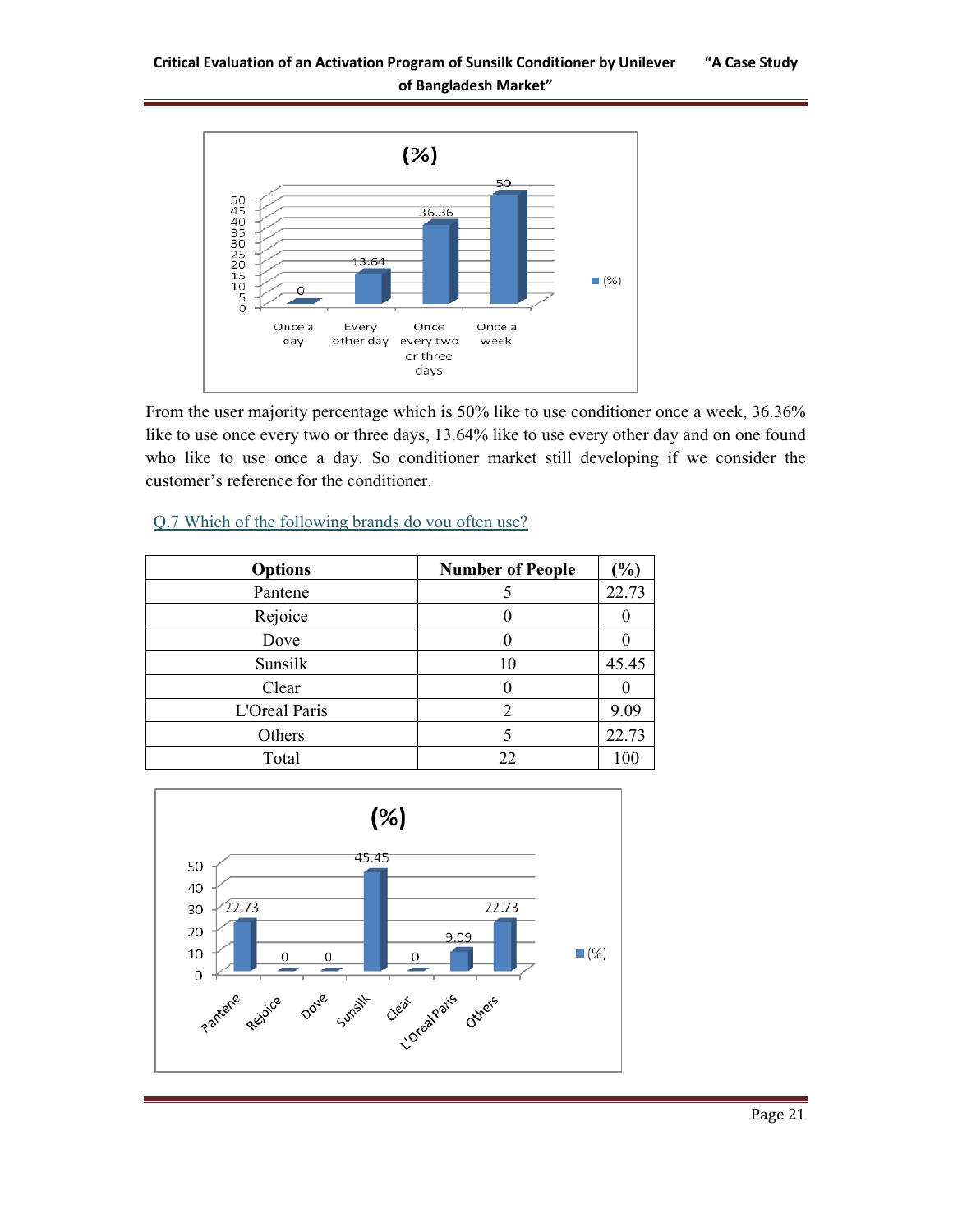From the user majority percentage which is 50% like to use conditioner once a week, 36.36% like to use once every two or three days, 13.64% like to use every other day and on one found who like to use once a day. So conditioner market still developing if we consider the customer's reference for the conditioner.

Q.7 Which of the following brands do you often use?

| Options | Number of People | (%) |
|---|---|---|
| Pantene | 5 | 22.73 |
| Rejoice | 0 | 0 |
| Dove | 0 | 0 |
| Sunsilk | 10 | 45.45 |
| Clear | 0 | 0 |
| L'Oreal Paris | 2 | 9.09 |
| Others | 5 | 22.73 |
| Total | 22 | 100 |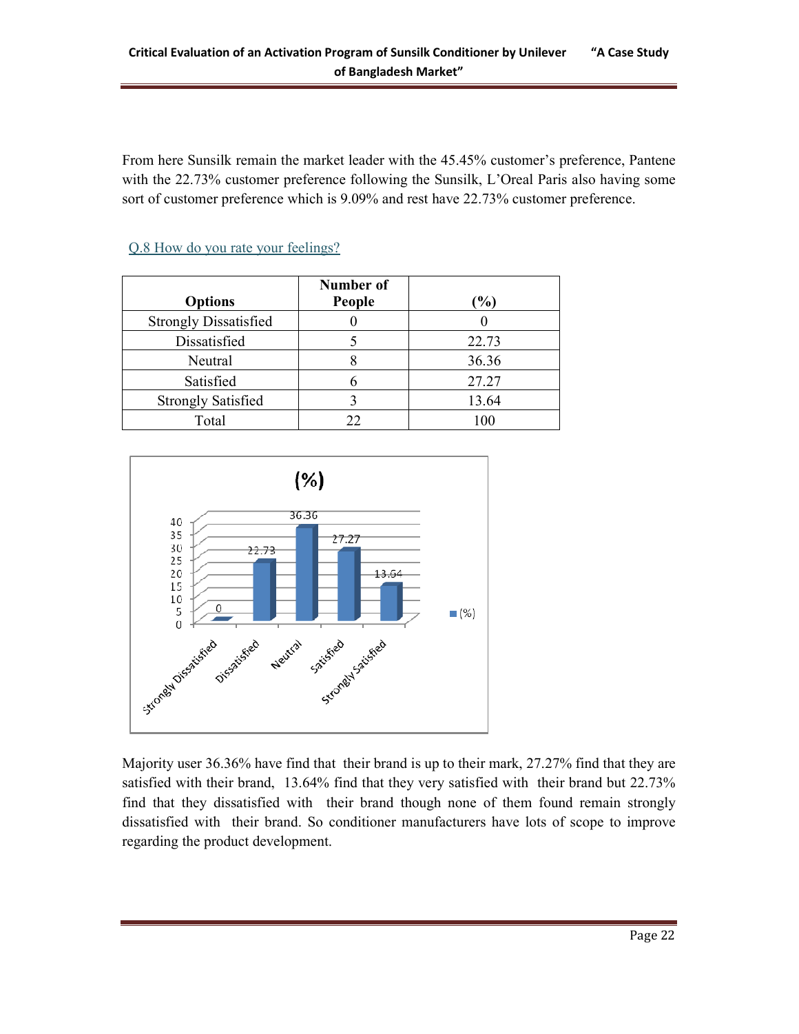From here Sunsilk remain the market leader with the 45.45% customer's preference, Pantene with the 22.73% customer preference following the Sunsilk, L'Oreal Paris also having some sort of customer preference which is 9.09% and rest have 22.73% customer preference.

### Q.8 How do you rate your feelings?

| Options | Number of People | (%) |
|---|---|---|
| Strongly Dissatisfied | 0 | 0 |
| Dissatisfied | 5 | 22.73 |
| Neutral | 8 | 36.36 |
| Satisfied | 6 | 27.27 |
| Strongly Satisfied | 3 | 13.64 |
| Total | 22 | 100 |

Majority user 36.36% have find that their brand is up to their mark, 27.27% find that they are satisfied with their brand, 13.64% find that they very satisfied with their brand but 22.73% find that they dissatisfied with their brand though none of them found remain strongly dissatisfied with their brand. So conditioner manufacturers have lots of scope to improve regarding the product development.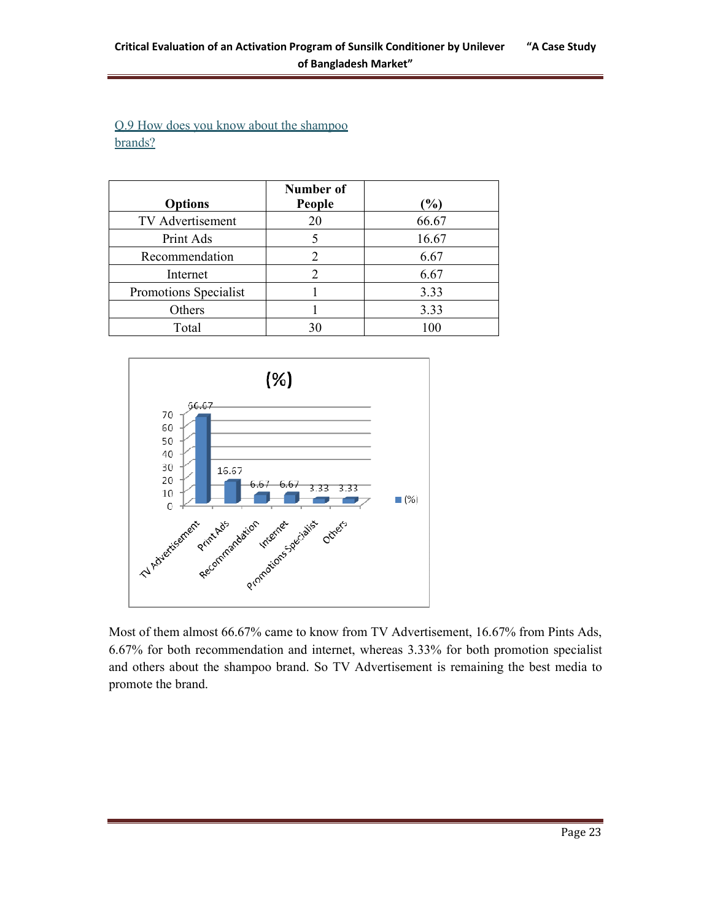Q.9 How does you know about the shampoo brands?

| Options | Number of People | (%) |
|---|---|---|
| TV Advertisement | 20 | 66.67 |
| Print Ads | 5 | 16.67 |
| Recommendation | 2 | 6.67 |
| Internet | 2 | 6.67 |
| Promotions Specialist | 1 | 3.33 |
| Others | 1 | 3.33 |
| Total | 30 | 100 |

Most of them almost 66.67% came to know from TV Advertisement, 16.67% from Pints Ads, 6.67% for both recommendation and internet, whereas 3.33% for both promotion specialist and others about the shampoo brand. So TV Advertisement is remaining the best media to promote the brand.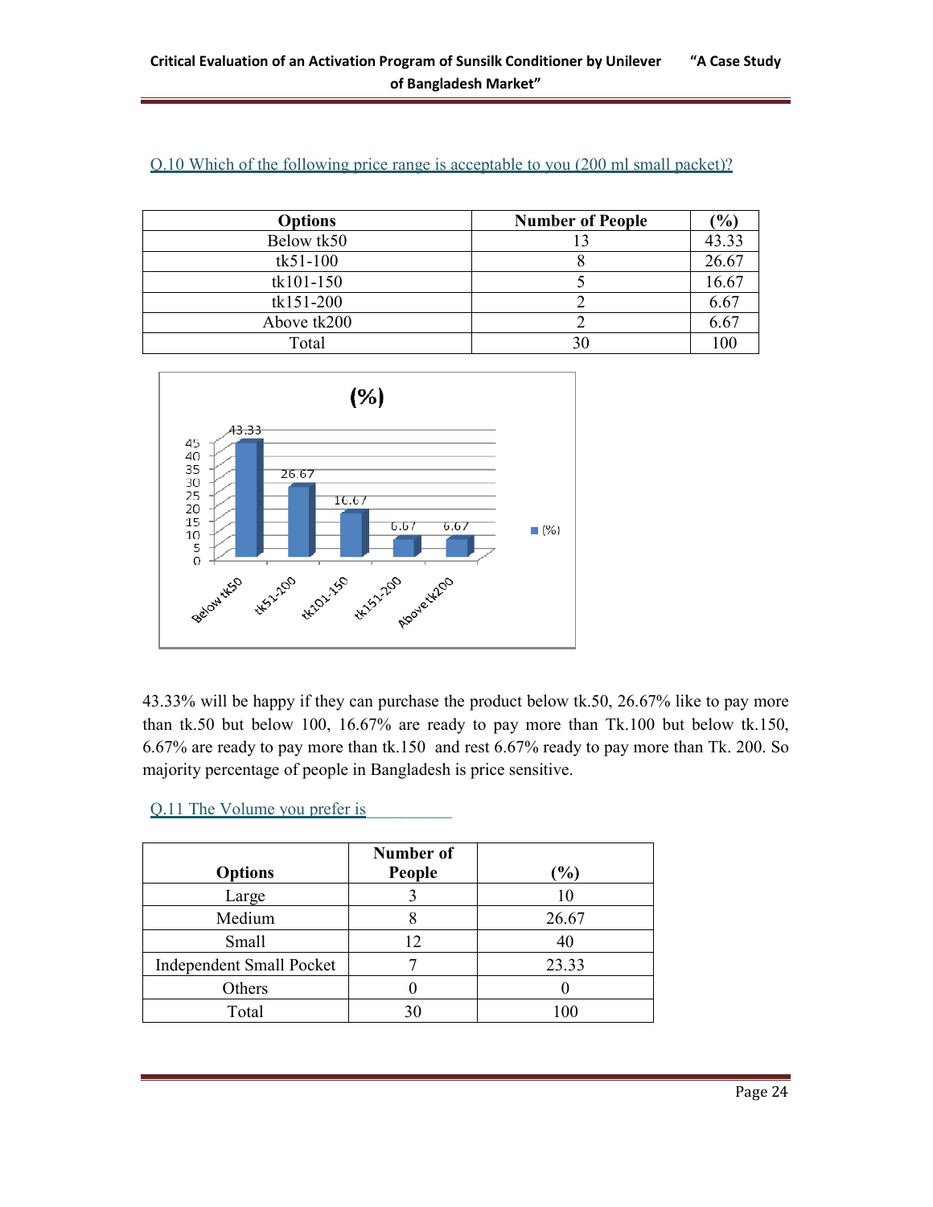Q.10 Which of the following price range is acceptable to you (200 ml small packet)?

| Options | Number of People | (%) |
|---|---|---|
| Below tk50 | 13 | 43.33 |
| tk51-100 | 8 | 26.67 |
| tk101-150 | 5 | 16.67 |
| tk151-200 | 2 | 6.67 |
| Above tk200 | 2 | 6.67 |
| Total | 30 | 100 |

43.33% will be happy if they can purchase the product below tk.50, 26.67% like to pay more than tk.50 but below 100, 16.67% are ready to pay more than Tk.100 but below tk.150, 6.67% are ready to pay more than tk.150 and rest 6.67% ready to pay more than Tk. 200. So majority percentage of people in Bangladesh is price sensitive.

Q.11 The Volume you prefer is __________

| Options | Number of People | (%) |
|---|---|---|
| Large | 3 | 10 |
| Medium | 8 | 26.67 |
| Small | 12 | 40 |
| Independent Small Pocket | 7 | 23.33 |
| Others | 0 | 0 |
| Total | 30 | 100 |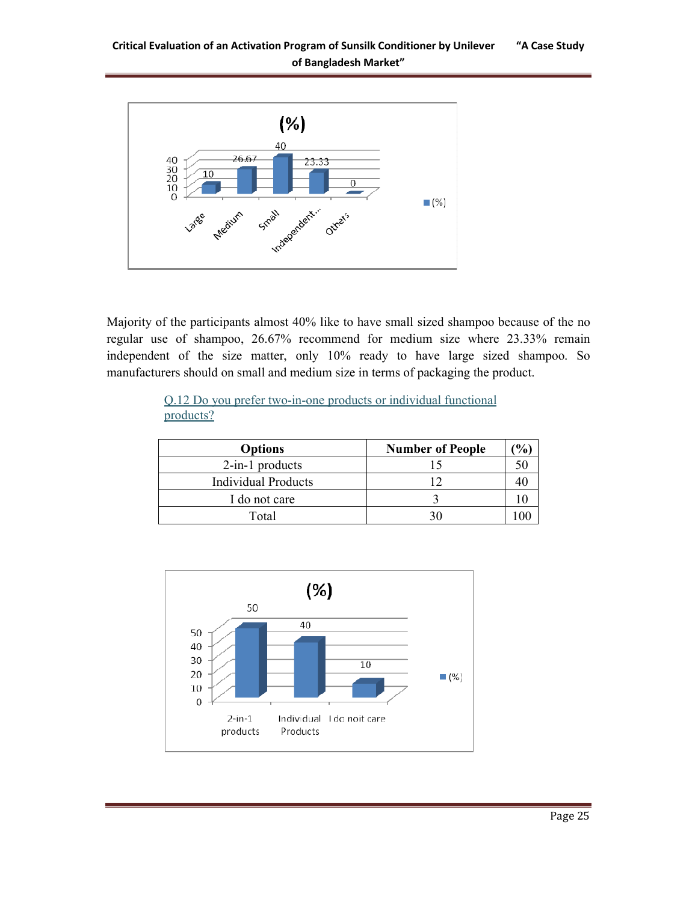Majority of the participants almost 40% like to have small sized shampoo because of the no regular use of shampoo, 26.67% recommend for medium size where 23.33% remain independent of the size matter, only 10% ready to have large sized shampoo. So manufacturers should on small and medium size in terms of packaging the product.

Q.12 Do you prefer two-in-one products or individual functional products?

| Options | Number of People | (%) |
|---|---|---|
| 2-in-1 products | 15 | 50 |
| Individual Products | 12 | 40 |
| I do not care | 3 | 10 |
| Total | 30 | 100 |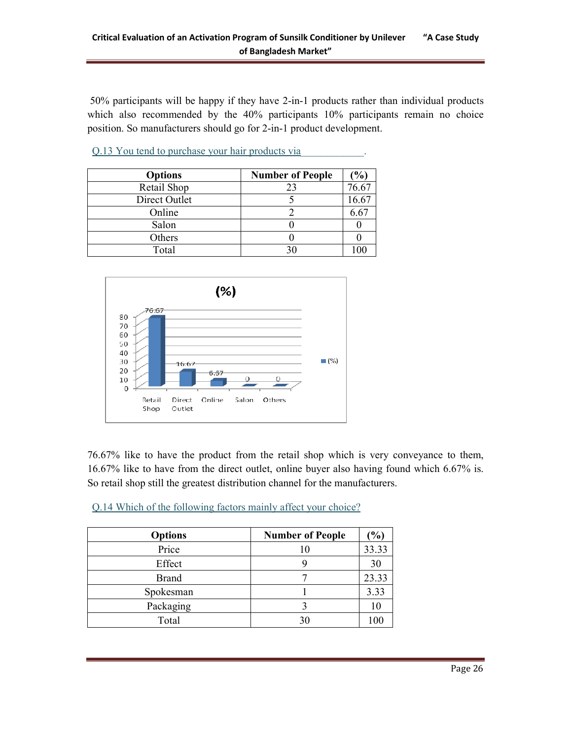50% participants will be happy if they have 2-in-1 products rather than individual products which also recommended by the 40% participants 10% participants remain no choice position. So manufacturers should go for 2-in-1 product development.

Q.13 You tend to purchase your hair products via____________.

| Options | Number of People | (%) |
|---|---|---|
| Retail Shop | 23 | 76.67 |
| Direct Outlet | 5 | 16.67 |
| Online | 2 | 6.67 |
| Salon | 0 | 0 |
| Others | 0 | 0 |
| Total | 30 | 100 |

76.67% like to have the product from the retail shop which is very conveyance to them, 16.67% like to have from the direct outlet, online buyer also having found which 6.67% is. So retail shop still the greatest distribution channel for the manufacturers.

Q.14 Which of the following factors mainly affect your choice?

| Options | Number of People | (%) |
|---|---|---|
| Price | 10 | 33.33 |
| Effect | 9 | 30 |
| Brand | 7 | 23.33 |
| Spokesman | 1 | 3.33 |
| Packaging | 3 | 10 |
| Total | 30 | 100 |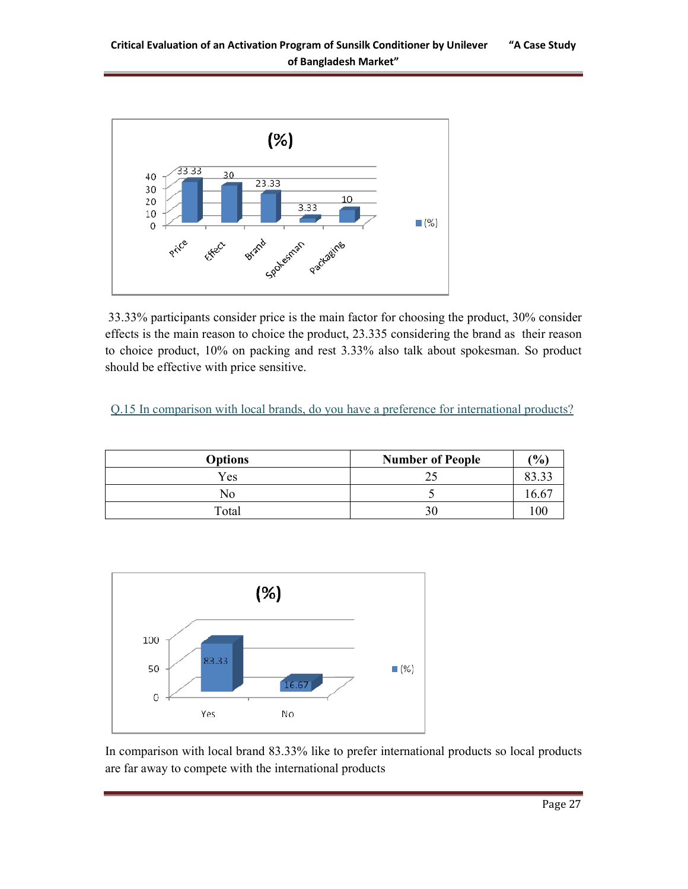33.33% participants consider price is the main factor for choosing the product, 30% consider effects is the main reason to choice the product, 23.335 considering the brand as their reason to choice product, 10% on packing and rest 3.33% also talk about spokesman. So product should be effective with price sensitive.

Q.15 In comparison with local brands, do you have a preference for international products?

| Options | Number of People | (%) |
|---|---|---|
| Yes | 25 | 83.33 |
| No | 5 | 16.67 |
| Total | 30 | 100 |

In comparison with local brand 83.33% like to prefer international products so local products are far away to compete with the international products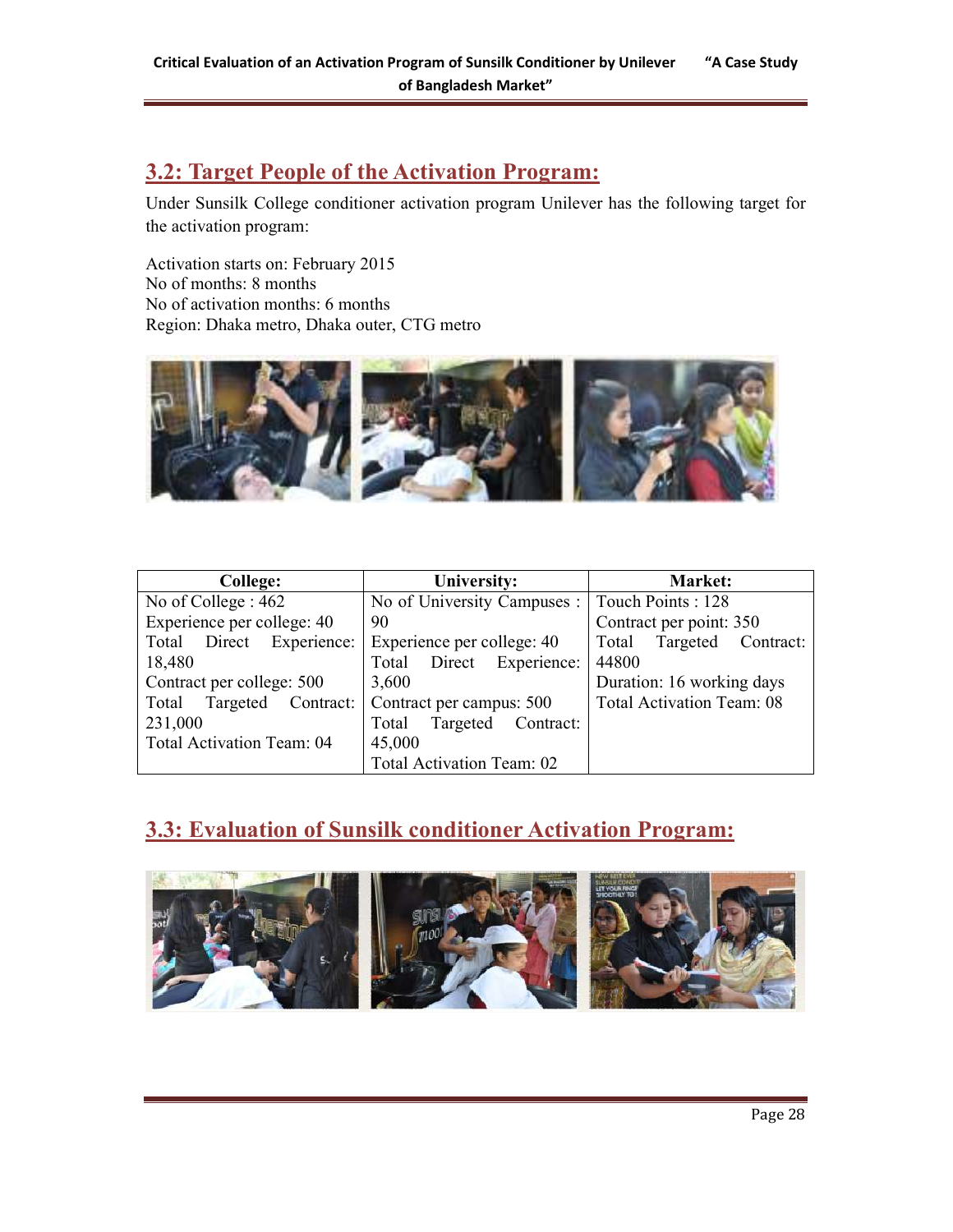## 3.2: Target People of the Activation Program:

Under Sunsilk College conditioner activation program Unilever has the following target for the activation program:

Activation starts on: February 2015
No of months: 8 months
No of activation months: 6 months
Region: Dhaka metro, Dhaka outer, CTG metro

| College: | University: | Market: |
|---|---|---|
| No of College : 462<br>Experience per college: 40<br>Total Direct Experience: 18,480<br>Contract per college: 500<br>Total Targeted Contract: 231,000<br>Total Activation Team: 04 | No of University Campuses : 90<br>Experience per college: 40<br>Total Direct Experience: 3,600<br>Contract per campus: 500<br>Total Targeted Contract: 45,000<br>Total Activation Team: 02 | Touch Points : 128<br>Contract per point: 350<br>Total Targeted Contract: 44800<br>Duration: 16 working days<br>Total Activation Team: 08 |

## 3.3: Evaluation of Sunsilk conditioner Activation Program: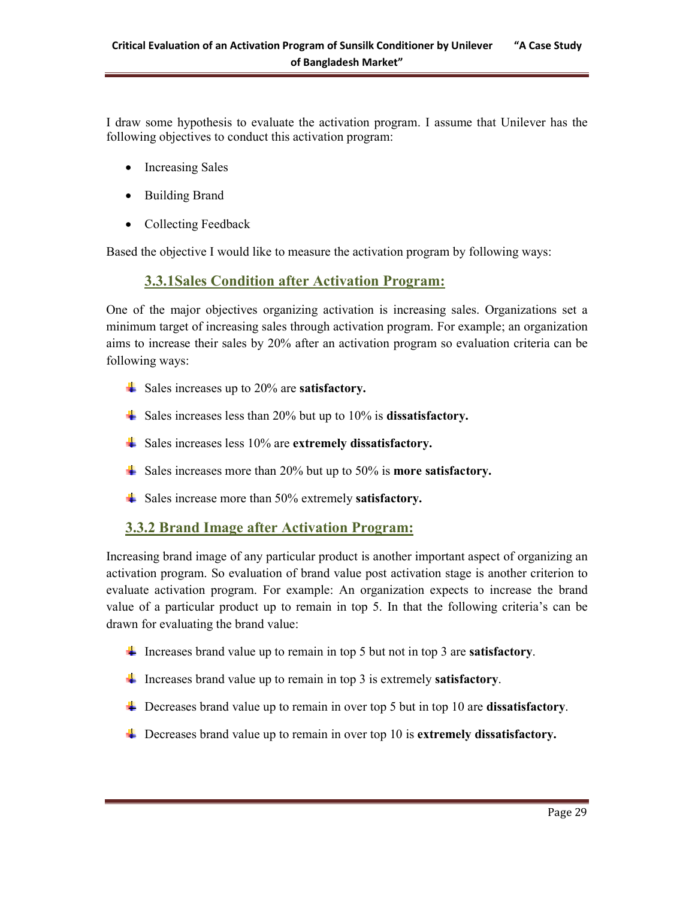I draw some hypothesis to evaluate the activation program. I assume that Unilever has the following objectives to conduct this activation program:

- Increasing Sales
- Building Brand
- Collecting Feedback

Based the objective I would like to measure the activation program by following ways:

### 3.3.1Sales Condition after Activation Program:

One of the major objectives organizing activation is increasing sales. Organizations set a minimum target of increasing sales through activation program. For example; an organization aims to increase their sales by 20% after an activation program so evaluation criteria can be following ways:

- Sales increases up to 20% are **satisfactory.**
- Sales increases less than 20% but up to 10% is **dissatisfactory.**
- Sales increases less 10% are **extremely dissatisfactory.**
- Sales increases more than 20% but up to 50% is **more satisfactory.**
- Sales increase more than 50% extremely **satisfactory.**

### 3.3.2 Brand Image after Activation Program:

Increasing brand image of any particular product is another important aspect of organizing an activation program. So evaluation of brand value post activation stage is another criterion to evaluate activation program. For example: An organization expects to increase the brand value of a particular product up to remain in top 5. In that the following criteria's can be drawn for evaluating the brand value:

- Increases brand value up to remain in top 5 but not in top 3 are **satisfactory**.
- Increases brand value up to remain in top 3 is extremely **satisfactory**.
- Decreases brand value up to remain in over top 5 but in top 10 are **dissatisfactory**.
- Decreases brand value up to remain in over top 10 is **extremely dissatisfactory.**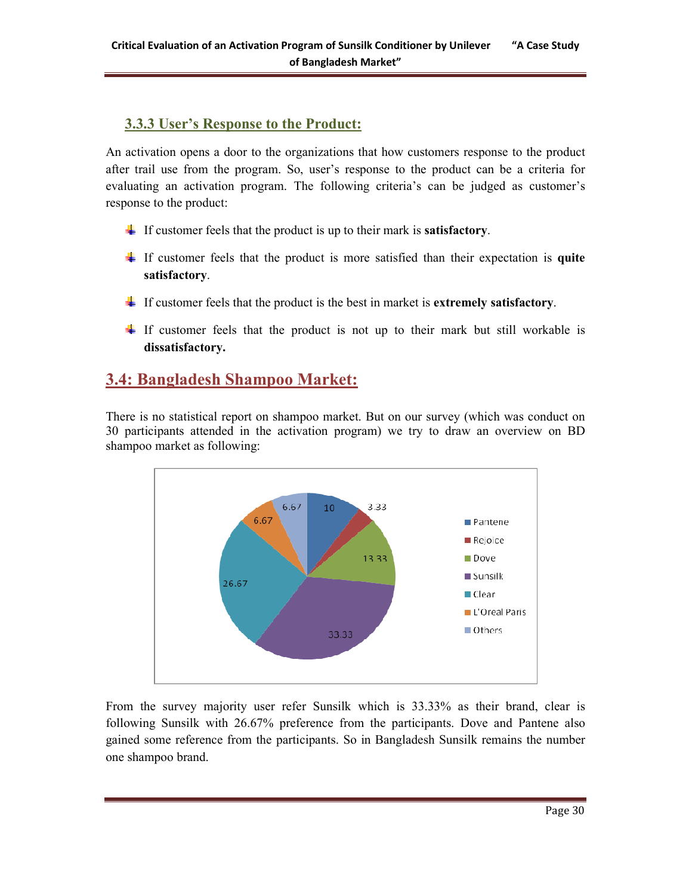### 3.3.3 User's Response to the Product:

An activation opens a door to the organizations that how customers response to the product after trail use from the program. So, user's response to the product can be a criteria for evaluating an activation program. The following criteria's can be judged as customer's response to the product:

- If customer feels that the product is up to their mark is **satisfactory**.
- If customer feels that the product is more satisfied than their expectation is **quite satisfactory**.
- If customer feels that the product is the best in market is **extremely satisfactory**.
- If customer feels that the product is not up to their mark but still workable is **dissatisfactory.**

## 3.4: Bangladesh Shampoo Market:

There is no statistical report on shampoo market. But on our survey (which was conduct on 30 participants attended in the activation program) we try to draw an overview on BD shampoo market as following:

| Brand | % |
|---|---|
| Pantene | 10 |
| Rejoice | 3.33 |
| Dove | 13.33 |
| Sunsilk | 33.33 |
| Clear | 26.67 |
| L'Oreal Paris | 6.67 |
| Others | 6.67 |

From the survey majority user refer Sunsilk which is 33.33% as their brand, clear is following Sunsilk with 26.67% preference from the participants. Dove and Pantene also gained some reference from the participants. So in Bangladesh Sunsilk remains the number one shampoo brand.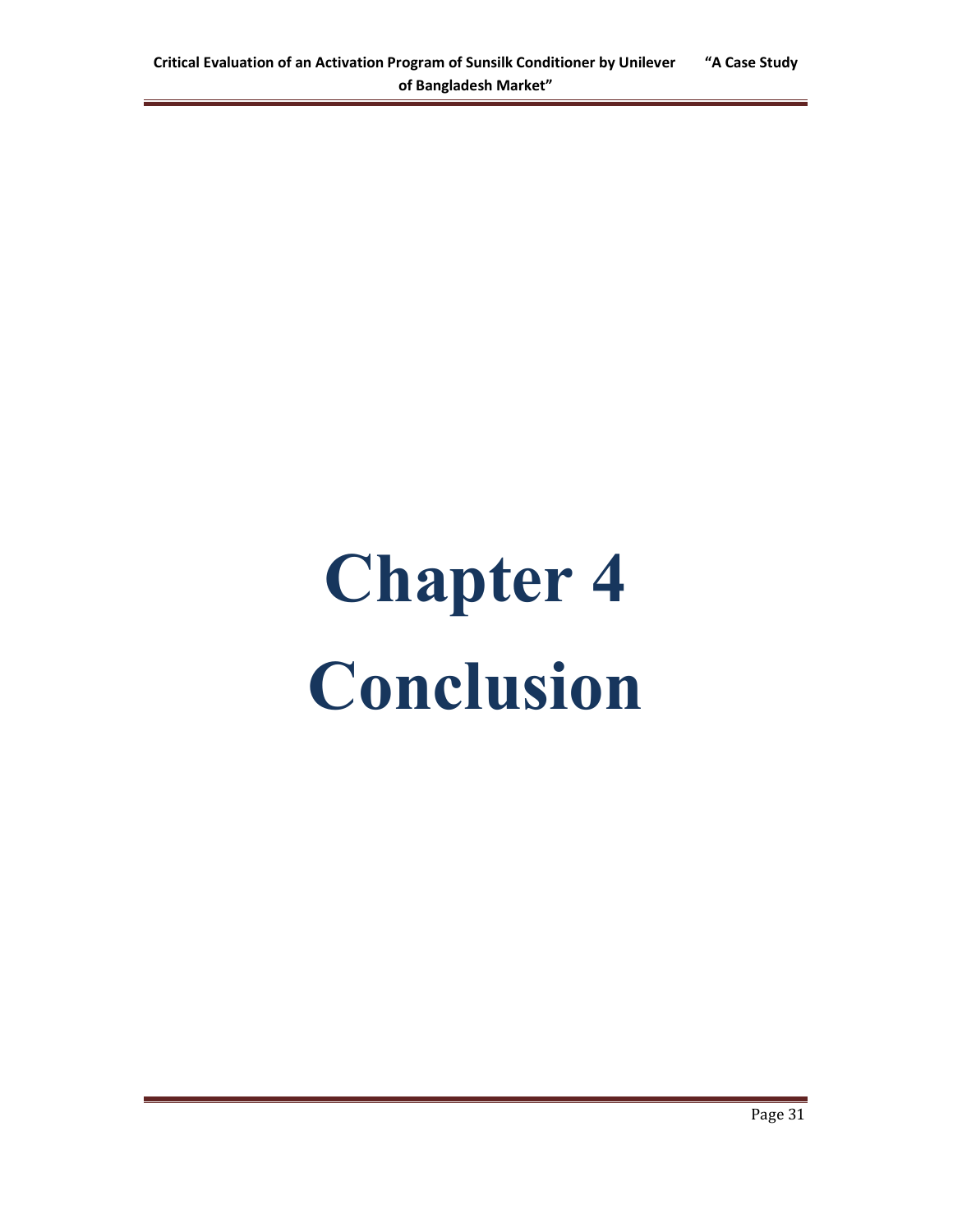# Chapter 4
# Conclusion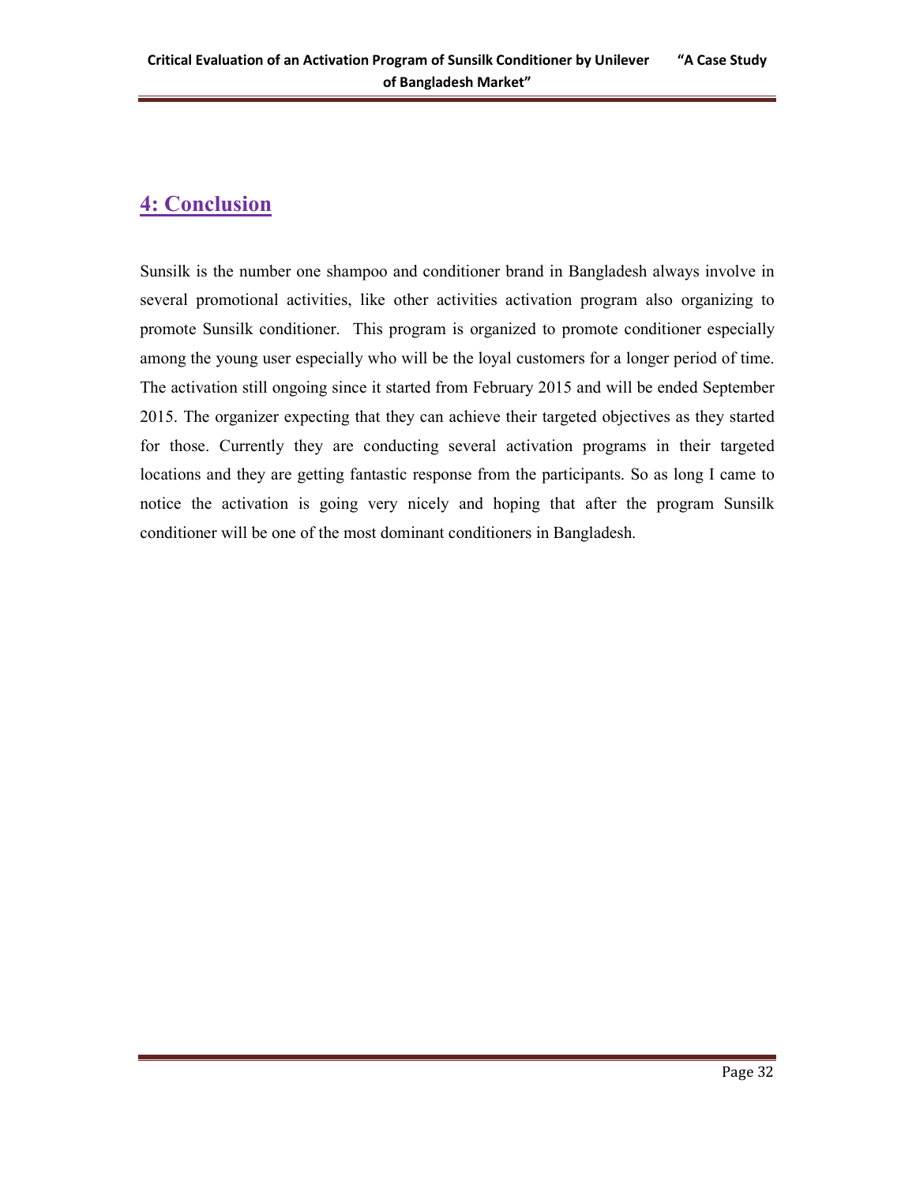## 4: Conclusion

Sunsilk is the number one shampoo and conditioner brand in Bangladesh always involve in several promotional activities, like other activities activation program also organizing to promote Sunsilk conditioner.  This program is organized to promote conditioner especially among the young user especially who will be the loyal customers for a longer period of time. The activation still ongoing since it started from February 2015 and will be ended September 2015. The organizer expecting that they can achieve their targeted objectives as they started for those. Currently they are conducting several activation programs in their targeted locations and they are getting fantastic response from the participants. So as long I came to notice the activation is going very nicely and hoping that after the program Sunsilk conditioner will be one of the most dominant conditioners in Bangladesh.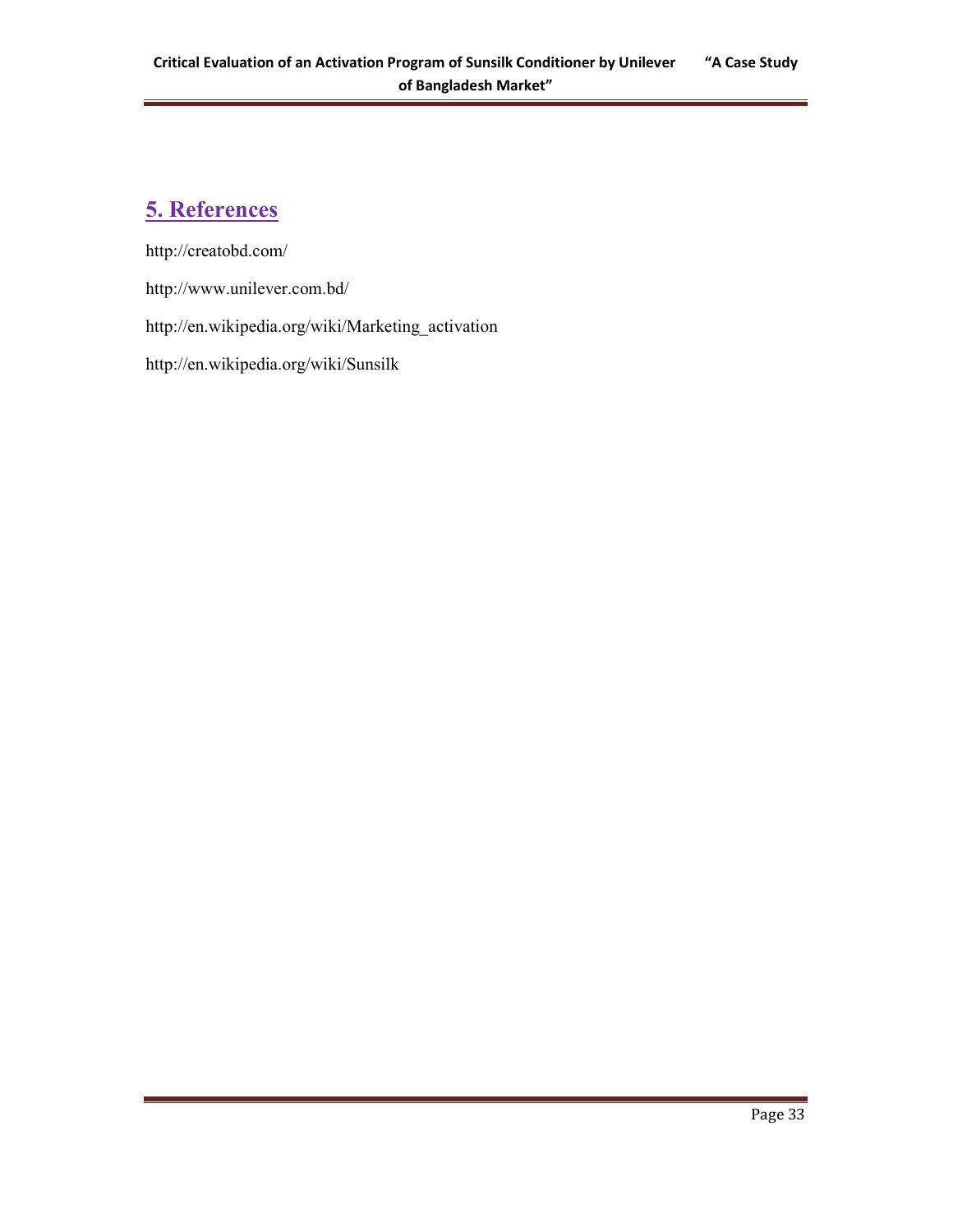## 5. References

http://creatobd.com/

http://www.unilever.com.bd/

http://en.wikipedia.org/wiki/Marketing_activation

http://en.wikipedia.org/wiki/Sunsilk